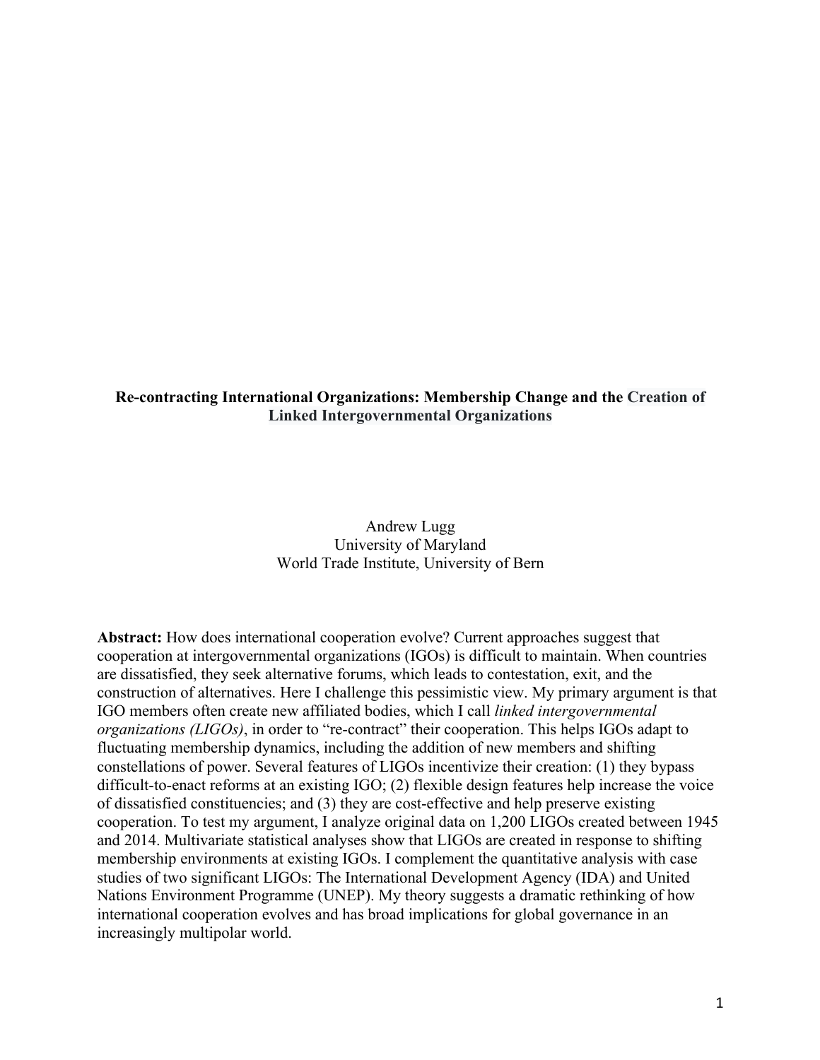# Re-contracting International Organizations: Membership Change and the Creation of Linked Intergovernmental Organizations

Andrew Lugg
University of Maryland
World Trade Institute, University of Bern

**Abstract:** How does international cooperation evolve? Current approaches suggest that cooperation at intergovernmental organizations (IGOs) is difficult to maintain. When countries are dissatisfied, they seek alternative forums, which leads to contestation, exit, and the construction of alternatives. Here I challenge this pessimistic view. My primary argument is that IGO members often create new affiliated bodies, which I call *linked intergovernmental organizations (LIGOs)*, in order to "re-contract" their cooperation. This helps IGOs adapt to fluctuating membership dynamics, including the addition of new members and shifting constellations of power. Several features of LIGOs incentivize their creation: (1) they bypass difficult-to-enact reforms at an existing IGO; (2) flexible design features help increase the voice of dissatisfied constituencies; and (3) they are cost-effective and help preserve existing cooperation. To test my argument, I analyze original data on 1,200 LIGOs created between 1945 and 2014. Multivariate statistical analyses show that LIGOs are created in response to shifting membership environments at existing IGOs. I complement the quantitative analysis with case studies of two significant LIGOs: The International Development Agency (IDA) and United Nations Environment Programme (UNEP). My theory suggests a dramatic rethinking of how international cooperation evolves and has broad implications for global governance in an increasingly multipolar world.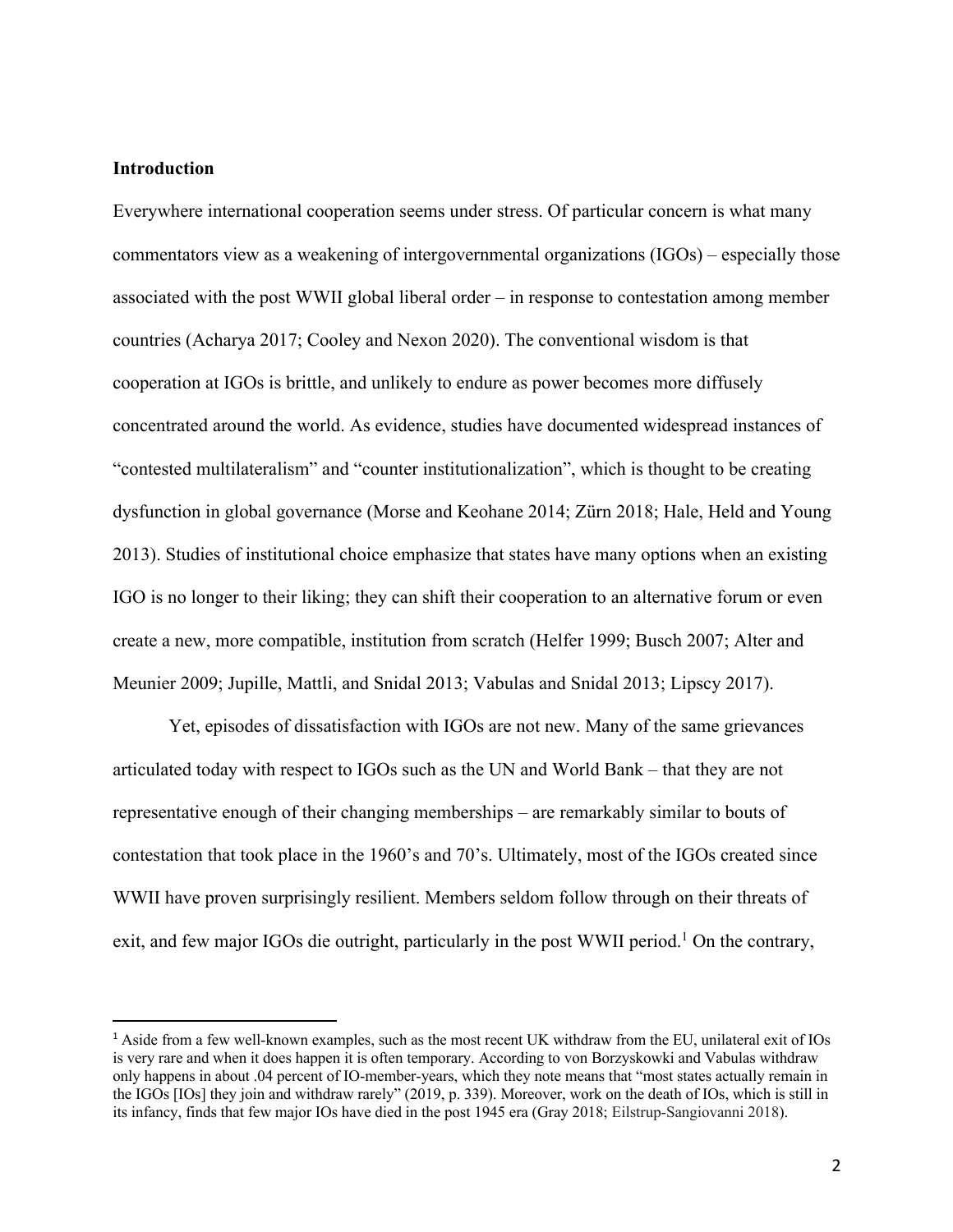## Introduction

Everywhere international cooperation seems under stress. Of particular concern is what many commentators view as a weakening of intergovernmental organizations (IGOs) – especially those associated with the post WWII global liberal order – in response to contestation among member countries (Acharya 2017; Cooley and Nexon 2020). The conventional wisdom is that cooperation at IGOs is brittle, and unlikely to endure as power becomes more diffusely concentrated around the world. As evidence, studies have documented widespread instances of "contested multilateralism" and "counter institutionalization", which is thought to be creating dysfunction in global governance (Morse and Keohane 2014; Zürn 2018; Hale, Held and Young 2013). Studies of institutional choice emphasize that states have many options when an existing IGO is no longer to their liking; they can shift their cooperation to an alternative forum or even create a new, more compatible, institution from scratch (Helfer 1999; Busch 2007; Alter and Meunier 2009; Jupille, Mattli, and Snidal 2013; Vabulas and Snidal 2013; Lipscy 2017).

Yet, episodes of dissatisfaction with IGOs are not new. Many of the same grievances articulated today with respect to IGOs such as the UN and World Bank – that they are not representative enough of their changing memberships – are remarkably similar to bouts of contestation that took place in the 1960's and 70's. Ultimately, most of the IGOs created since WWII have proven surprisingly resilient. Members seldom follow through on their threats of exit, and few major IGOs die outright, particularly in the post WWII period.[1] On the contrary,

[1] Aside from a few well-known examples, such as the most recent UK withdraw from the EU, unilateral exit of IOs is very rare and when it does happen it is often temporary. According to von Borzyskowki and Vabulas withdraw only happens in about .04 percent of IO-member-years, which they note means that "most states actually remain in the IGOs [IOs] they join and withdraw rarely" (2019, p. 339). Moreover, work on the death of IOs, which is still in its infancy, finds that few major IOs have died in the post 1945 era (Gray 2018; Eilstrup-Sangiovanni 2018).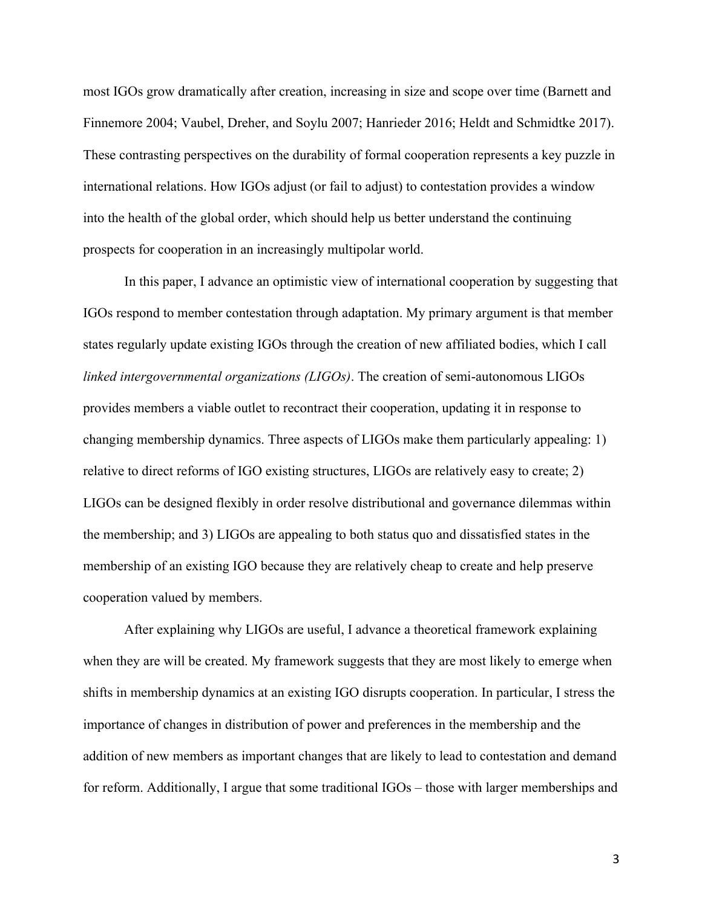most IGOs grow dramatically after creation, increasing in size and scope over time (Barnett and Finnemore 2004; Vaubel, Dreher, and Soylu 2007; Hanrieder 2016; Heldt and Schmidtke 2017). These contrasting perspectives on the durability of formal cooperation represents a key puzzle in international relations. How IGOs adjust (or fail to adjust) to contestation provides a window into the health of the global order, which should help us better understand the continuing prospects for cooperation in an increasingly multipolar world.

In this paper, I advance an optimistic view of international cooperation by suggesting that IGOs respond to member contestation through adaptation. My primary argument is that member states regularly update existing IGOs through the creation of new affiliated bodies, which I call *linked intergovernmental organizations (LIGOs)*. The creation of semi-autonomous LIGOs provides members a viable outlet to recontract their cooperation, updating it in response to changing membership dynamics. Three aspects of LIGOs make them particularly appealing: 1) relative to direct reforms of IGO existing structures, LIGOs are relatively easy to create; 2) LIGOs can be designed flexibly in order resolve distributional and governance dilemmas within the membership; and 3) LIGOs are appealing to both status quo and dissatisfied states in the membership of an existing IGO because they are relatively cheap to create and help preserve cooperation valued by members.

After explaining why LIGOs are useful, I advance a theoretical framework explaining when they are will be created. My framework suggests that they are most likely to emerge when shifts in membership dynamics at an existing IGO disrupts cooperation. In particular, I stress the importance of changes in distribution of power and preferences in the membership and the addition of new members as important changes that are likely to lead to contestation and demand for reform. Additionally, I argue that some traditional IGOs – those with larger memberships and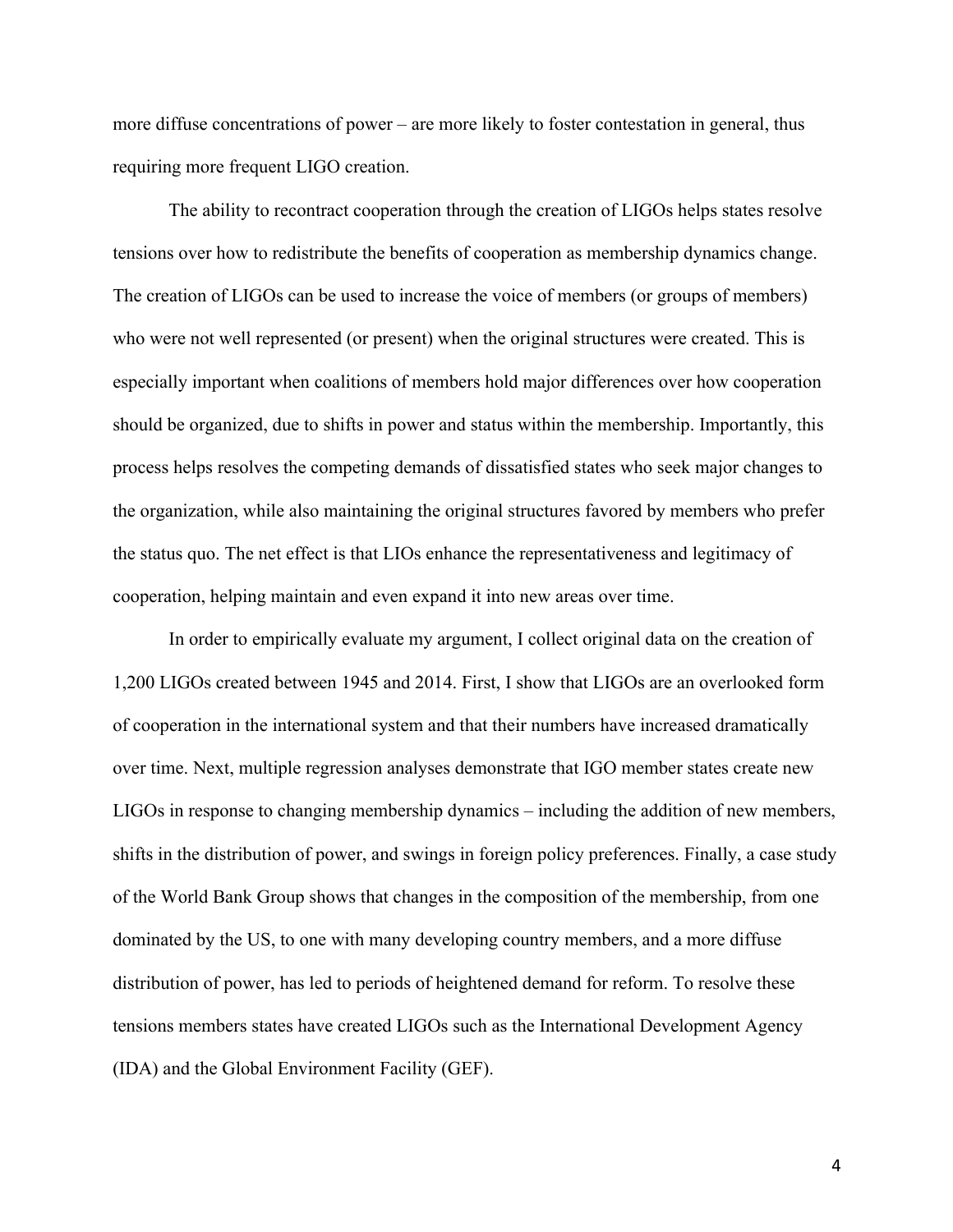more diffuse concentrations of power – are more likely to foster contestation in general, thus requiring more frequent LIGO creation.

The ability to recontract cooperation through the creation of LIGOs helps states resolve tensions over how to redistribute the benefits of cooperation as membership dynamics change. The creation of LIGOs can be used to increase the voice of members (or groups of members) who were not well represented (or present) when the original structures were created. This is especially important when coalitions of members hold major differences over how cooperation should be organized, due to shifts in power and status within the membership. Importantly, this process helps resolves the competing demands of dissatisfied states who seek major changes to the organization, while also maintaining the original structures favored by members who prefer the status quo. The net effect is that LIOs enhance the representativeness and legitimacy of cooperation, helping maintain and even expand it into new areas over time.

In order to empirically evaluate my argument, I collect original data on the creation of 1,200 LIGOs created between 1945 and 2014. First, I show that LIGOs are an overlooked form of cooperation in the international system and that their numbers have increased dramatically over time. Next, multiple regression analyses demonstrate that IGO member states create new LIGOs in response to changing membership dynamics – including the addition of new members, shifts in the distribution of power, and swings in foreign policy preferences. Finally, a case study of the World Bank Group shows that changes in the composition of the membership, from one dominated by the US, to one with many developing country members, and a more diffuse distribution of power, has led to periods of heightened demand for reform. To resolve these tensions members states have created LIGOs such as the International Development Agency (IDA) and the Global Environment Facility (GEF).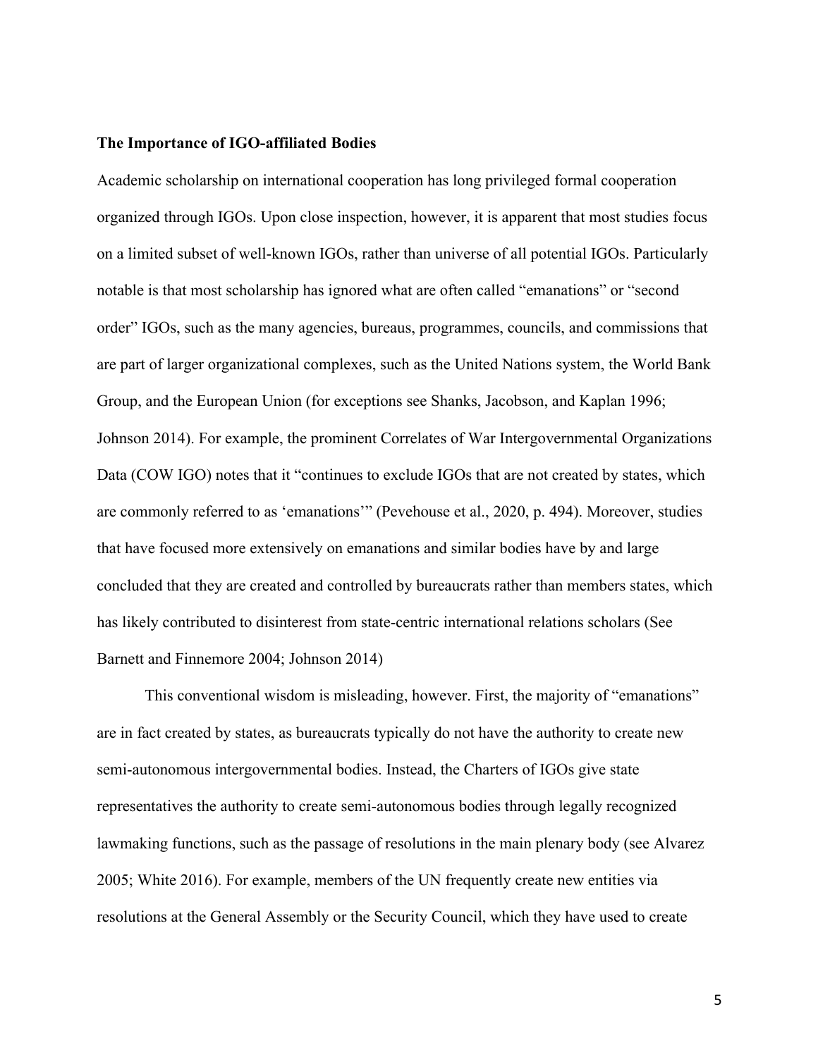**The Importance of IGO-affiliated Bodies**

Academic scholarship on international cooperation has long privileged formal cooperation organized through IGOs. Upon close inspection, however, it is apparent that most studies focus on a limited subset of well-known IGOs, rather than universe of all potential IGOs. Particularly notable is that most scholarship has ignored what are often called "emanations" or "second order" IGOs, such as the many agencies, bureaus, programmes, councils, and commissions that are part of larger organizational complexes, such as the United Nations system, the World Bank Group, and the European Union (for exceptions see Shanks, Jacobson, and Kaplan 1996; Johnson 2014). For example, the prominent Correlates of War Intergovernmental Organizations Data (COW IGO) notes that it "continues to exclude IGOs that are not created by states, which are commonly referred to as 'emanations'" (Pevehouse et al., 2020, p. 494). Moreover, studies that have focused more extensively on emanations and similar bodies have by and large concluded that they are created and controlled by bureaucrats rather than members states, which has likely contributed to disinterest from state-centric international relations scholars (See Barnett and Finnemore 2004; Johnson 2014)

This conventional wisdom is misleading, however. First, the majority of "emanations" are in fact created by states, as bureaucrats typically do not have the authority to create new semi-autonomous intergovernmental bodies. Instead, the Charters of IGOs give state representatives the authority to create semi-autonomous bodies through legally recognized lawmaking functions, such as the passage of resolutions in the main plenary body (see Alvarez 2005; White 2016). For example, members of the UN frequently create new entities via resolutions at the General Assembly or the Security Council, which they have used to create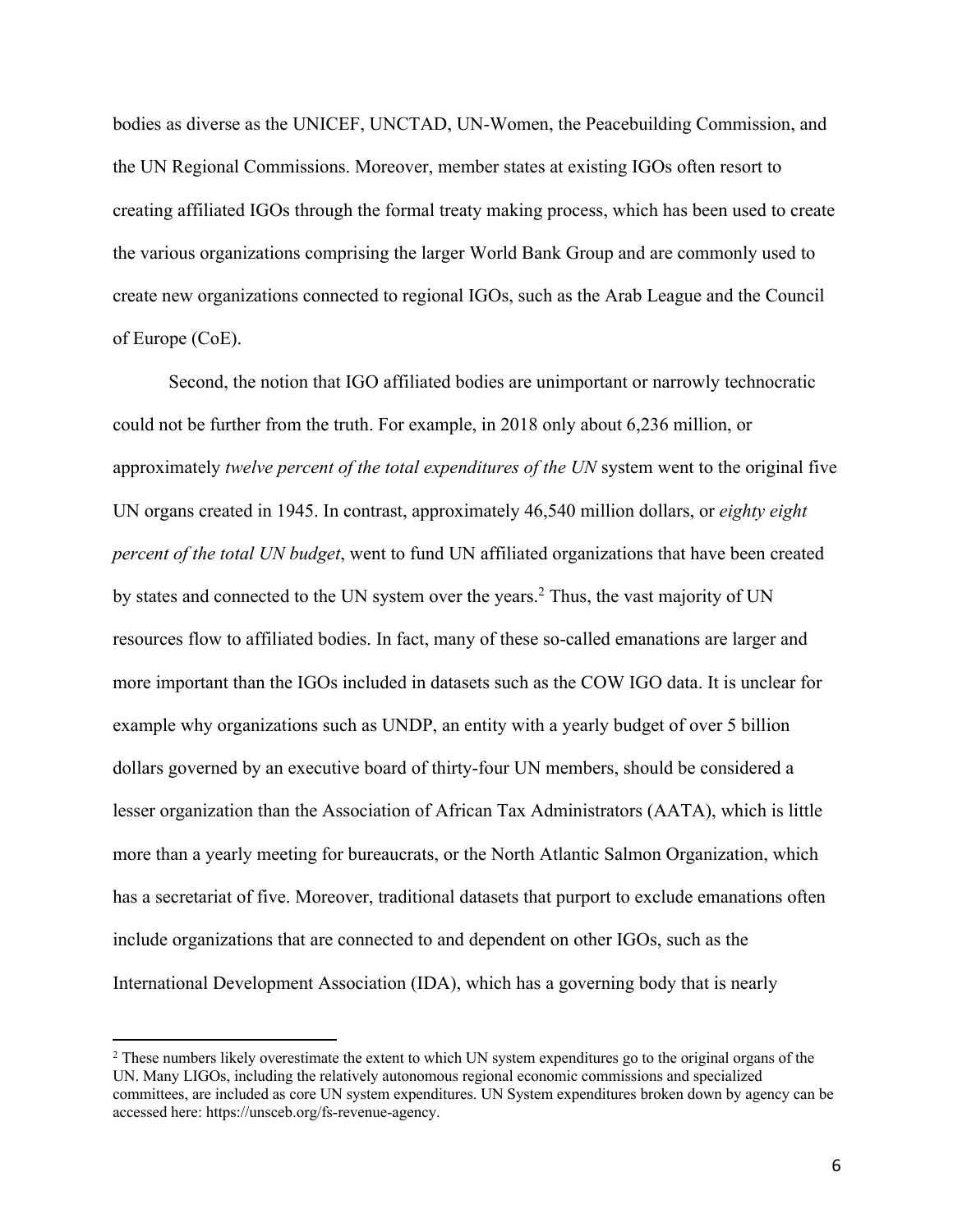bodies as diverse as the UNICEF, UNCTAD, UN-Women, the Peacebuilding Commission, and the UN Regional Commissions. Moreover, member states at existing IGOs often resort to creating affiliated IGOs through the formal treaty making process, which has been used to create the various organizations comprising the larger World Bank Group and are commonly used to create new organizations connected to regional IGOs, such as the Arab League and the Council of Europe (CoE).

Second, the notion that IGO affiliated bodies are unimportant or narrowly technocratic could not be further from the truth. For example, in 2018 only about 6,236 million, or approximately *twelve percent of the total expenditures of the UN* system went to the original five UN organs created in 1945. In contrast, approximately 46,540 million dollars, or *eighty eight percent of the total UN budget*, went to fund UN affiliated organizations that have been created by states and connected to the UN system over the years.[2] Thus, the vast majority of UN resources flow to affiliated bodies. In fact, many of these so-called emanations are larger and more important than the IGOs included in datasets such as the COW IGO data. It is unclear for example why organizations such as UNDP, an entity with a yearly budget of over 5 billion dollars governed by an executive board of thirty-four UN members, should be considered a lesser organization than the Association of African Tax Administrators (AATA), which is little more than a yearly meeting for bureaucrats, or the North Atlantic Salmon Organization, which has a secretariat of five. Moreover, traditional datasets that purport to exclude emanations often include organizations that are connected to and dependent on other IGOs, such as the International Development Association (IDA), which has a governing body that is nearly

[2] These numbers likely overestimate the extent to which UN system expenditures go to the original organs of the UN. Many LIGOs, including the relatively autonomous regional economic commissions and specialized committees, are included as core UN system expenditures. UN System expenditures broken down by agency can be accessed here: https://unsceb.org/fs-revenue-agency.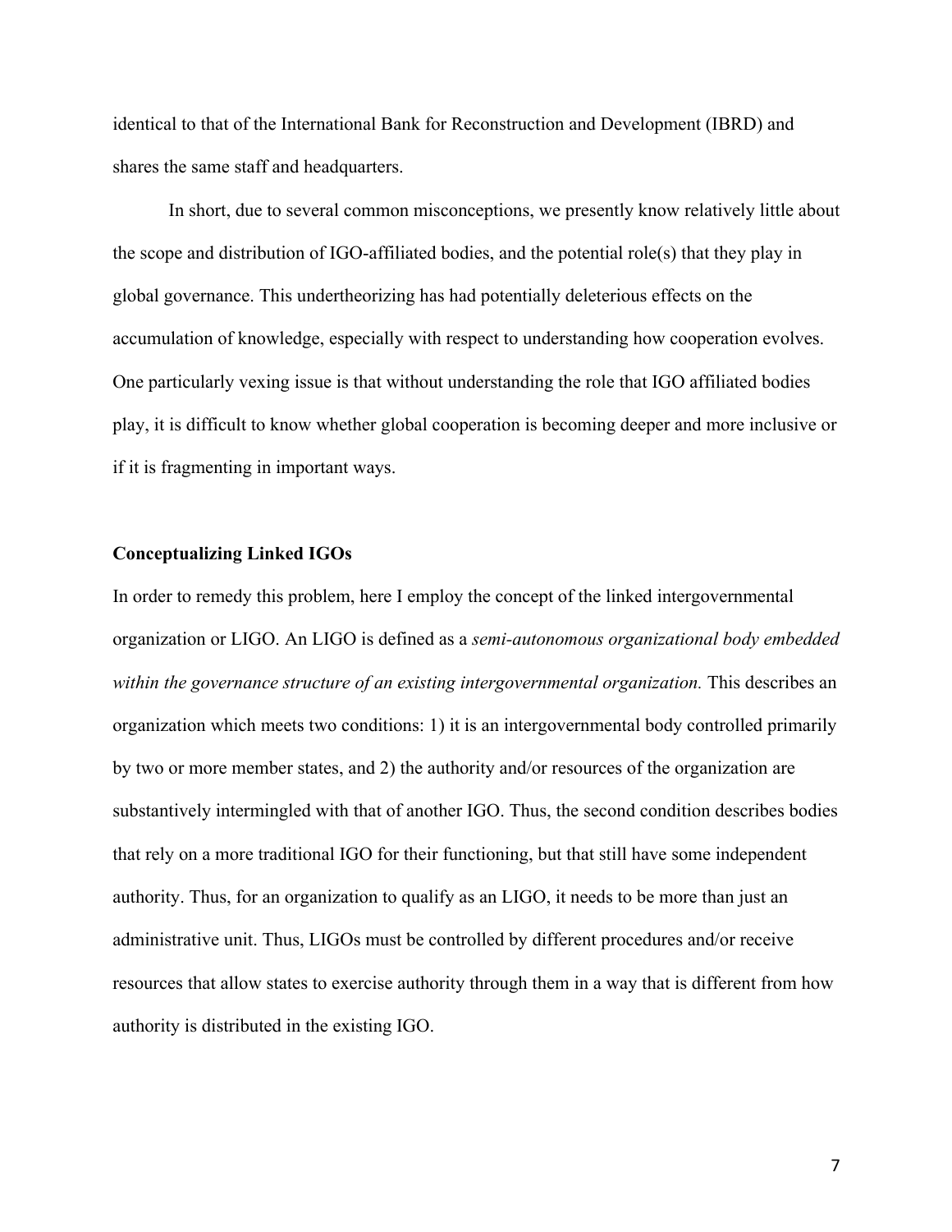identical to that of the International Bank for Reconstruction and Development (IBRD) and shares the same staff and headquarters.

In short, due to several common misconceptions, we presently know relatively little about the scope and distribution of IGO-affiliated bodies, and the potential role(s) that they play in global governance. This undertheorizing has had potentially deleterious effects on the accumulation of knowledge, especially with respect to understanding how cooperation evolves. One particularly vexing issue is that without understanding the role that IGO affiliated bodies play, it is difficult to know whether global cooperation is becoming deeper and more inclusive or if it is fragmenting in important ways.

**Conceptualizing Linked IGOs**

In order to remedy this problem, here I employ the concept of the linked intergovernmental organization or LIGO. An LIGO is defined as a *semi-autonomous organizational body embedded within the governance structure of an existing intergovernmental organization.* This describes an organization which meets two conditions: 1) it is an intergovernmental body controlled primarily by two or more member states, and 2) the authority and/or resources of the organization are substantively intermingled with that of another IGO. Thus, the second condition describes bodies that rely on a more traditional IGO for their functioning, but that still have some independent authority. Thus, for an organization to qualify as an LIGO, it needs to be more than just an administrative unit. Thus, LIGOs must be controlled by different procedures and/or receive resources that allow states to exercise authority through them in a way that is different from how authority is distributed in the existing IGO.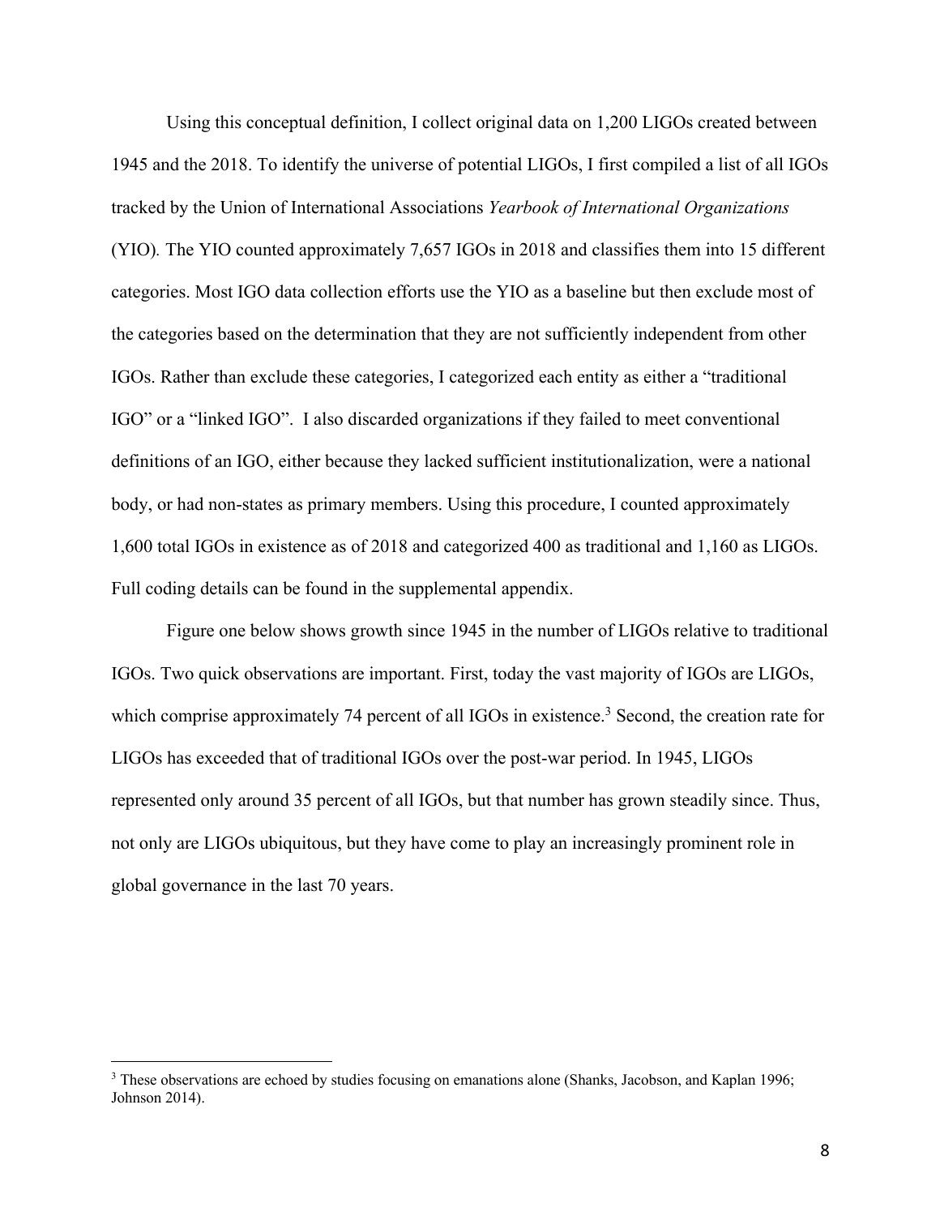Using this conceptual definition, I collect original data on 1,200 LIGOs created between 1945 and the 2018. To identify the universe of potential LIGOs, I first compiled a list of all IGOs tracked by the Union of International Associations *Yearbook of International Organizations* (YIO). The YIO counted approximately 7,657 IGOs in 2018 and classifies them into 15 different categories. Most IGO data collection efforts use the YIO as a baseline but then exclude most of the categories based on the determination that they are not sufficiently independent from other IGOs. Rather than exclude these categories, I categorized each entity as either a "traditional IGO" or a "linked IGO". I also discarded organizations if they failed to meet conventional definitions of an IGO, either because they lacked sufficient institutionalization, were a national body, or had non-states as primary members. Using this procedure, I counted approximately 1,600 total IGOs in existence as of 2018 and categorized 400 as traditional and 1,160 as LIGOs. Full coding details can be found in the supplemental appendix.

Figure one below shows growth since 1945 in the number of LIGOs relative to traditional IGOs. Two quick observations are important. First, today the vast majority of IGOs are LIGOs, which comprise approximately 74 percent of all IGOs in existence.[3] Second, the creation rate for LIGOs has exceeded that of traditional IGOs over the post-war period. In 1945, LIGOs represented only around 35 percent of all IGOs, but that number has grown steadily since. Thus, not only are LIGOs ubiquitous, but they have come to play an increasingly prominent role in global governance in the last 70 years.

[3] These observations are echoed by studies focusing on emanations alone (Shanks, Jacobson, and Kaplan 1996; Johnson 2014).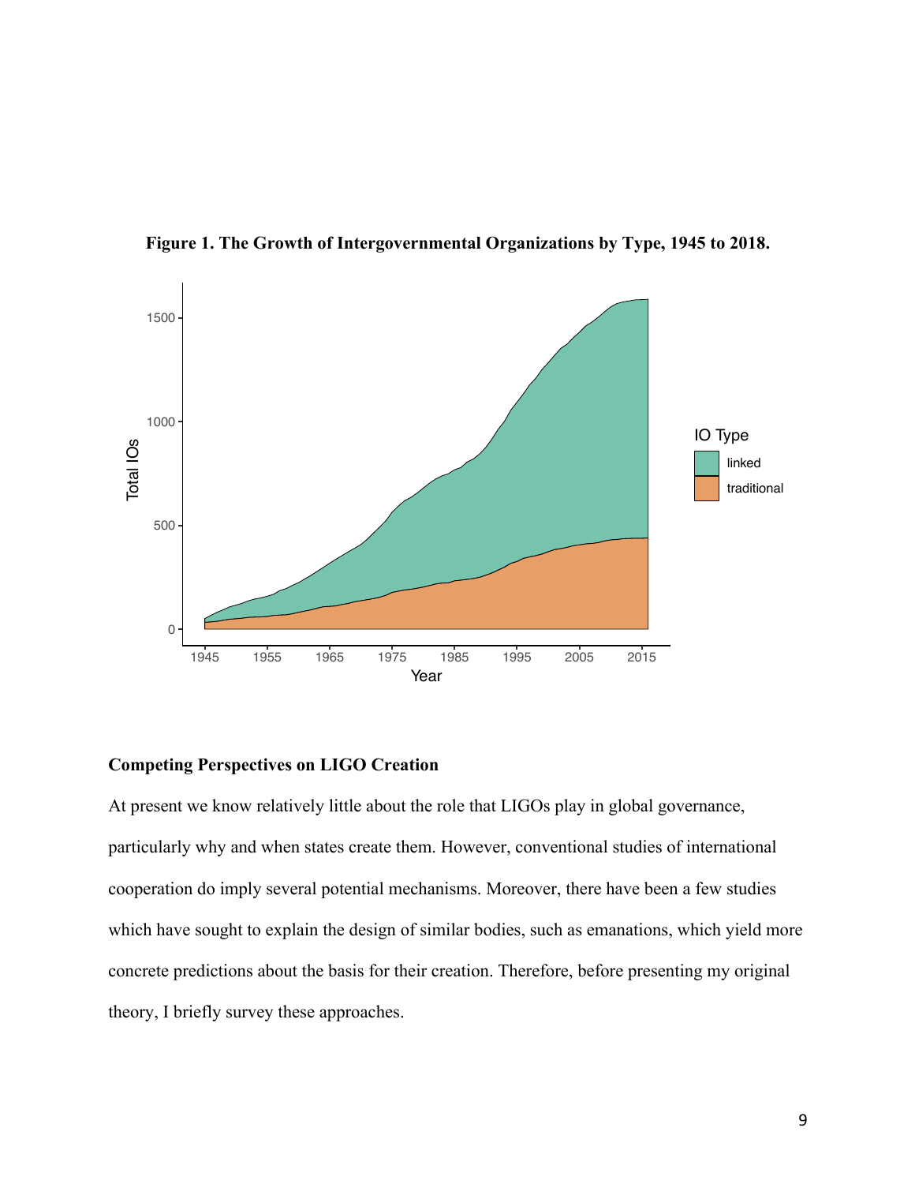**Figure 1. The Growth of Intergovernmental Organizations by Type, 1945 to 2018.**

## Competing Perspectives on LIGO Creation

At present we know relatively little about the role that LIGOs play in global governance, particularly why and when states create them. However, conventional studies of international cooperation do imply several potential mechanisms. Moreover, there have been a few studies which have sought to explain the design of similar bodies, such as emanations, which yield more concrete predictions about the basis for their creation. Therefore, before presenting my original theory, I briefly survey these approaches.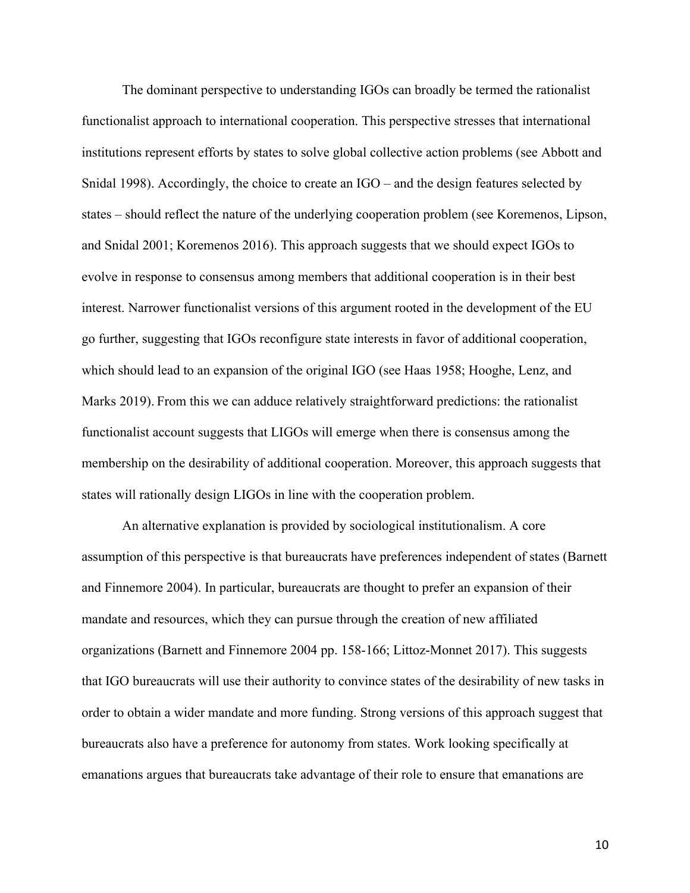The dominant perspective to understanding IGOs can broadly be termed the rationalist functionalist approach to international cooperation. This perspective stresses that international institutions represent efforts by states to solve global collective action problems (see Abbott and Snidal 1998). Accordingly, the choice to create an IGO – and the design features selected by states – should reflect the nature of the underlying cooperation problem (see Koremenos, Lipson, and Snidal 2001; Koremenos 2016). This approach suggests that we should expect IGOs to evolve in response to consensus among members that additional cooperation is in their best interest. Narrower functionalist versions of this argument rooted in the development of the EU go further, suggesting that IGOs reconfigure state interests in favor of additional cooperation, which should lead to an expansion of the original IGO (see Haas 1958; Hooghe, Lenz, and Marks 2019). From this we can adduce relatively straightforward predictions: the rationalist functionalist account suggests that LIGOs will emerge when there is consensus among the membership on the desirability of additional cooperation. Moreover, this approach suggests that states will rationally design LIGOs in line with the cooperation problem.

An alternative explanation is provided by sociological institutionalism. A core assumption of this perspective is that bureaucrats have preferences independent of states (Barnett and Finnemore 2004). In particular, bureaucrats are thought to prefer an expansion of their mandate and resources, which they can pursue through the creation of new affiliated organizations (Barnett and Finnemore 2004 pp. 158-166; Littoz-Monnet 2017). This suggests that IGO bureaucrats will use their authority to convince states of the desirability of new tasks in order to obtain a wider mandate and more funding. Strong versions of this approach suggest that bureaucrats also have a preference for autonomy from states. Work looking specifically at emanations argues that bureaucrats take advantage of their role to ensure that emanations are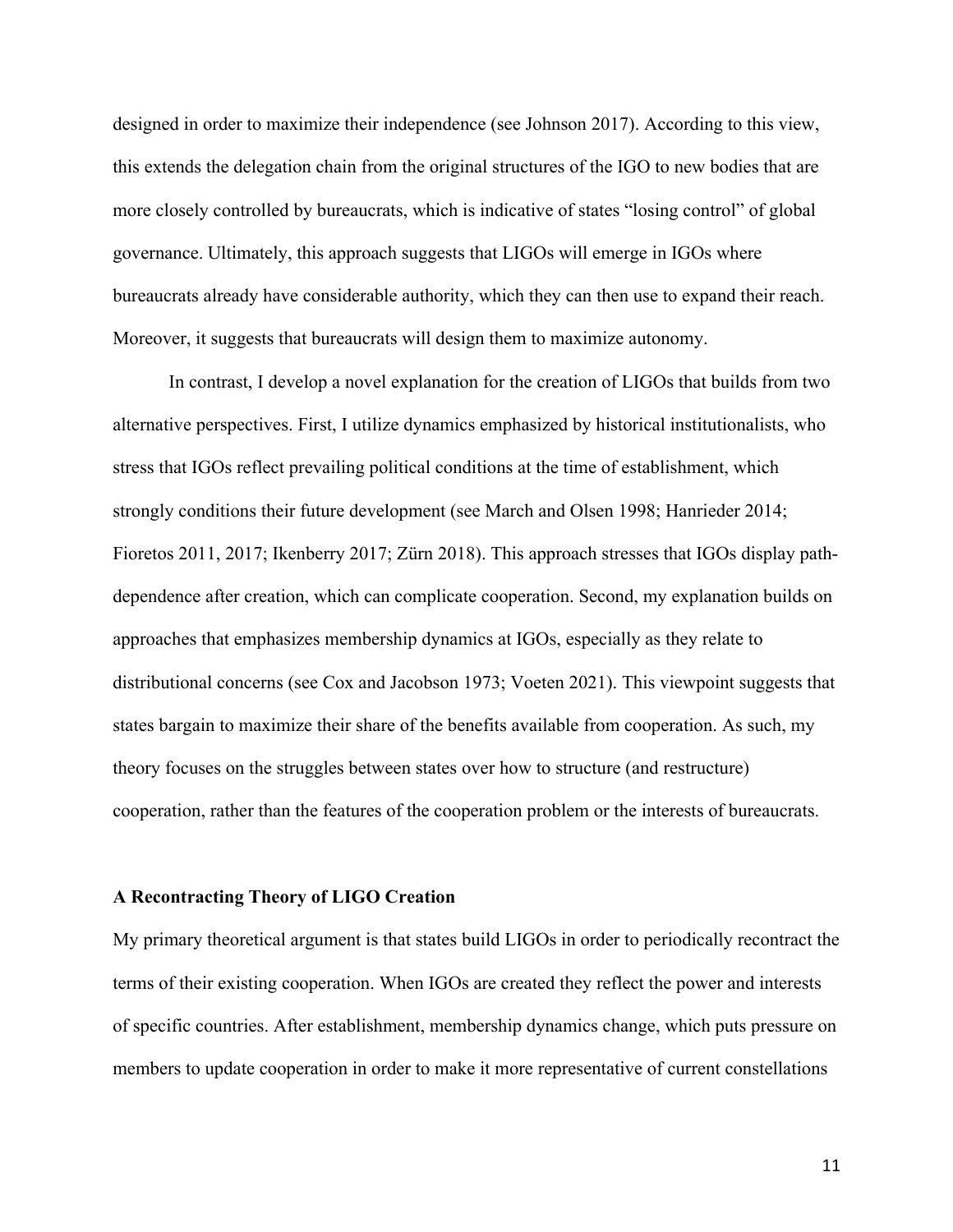designed in order to maximize their independence (see Johnson 2017). According to this view, this extends the delegation chain from the original structures of the IGO to new bodies that are more closely controlled by bureaucrats, which is indicative of states "losing control" of global governance. Ultimately, this approach suggests that LIGOs will emerge in IGOs where bureaucrats already have considerable authority, which they can then use to expand their reach. Moreover, it suggests that bureaucrats will design them to maximize autonomy.

In contrast, I develop a novel explanation for the creation of LIGOs that builds from two alternative perspectives. First, I utilize dynamics emphasized by historical institutionalists, who stress that IGOs reflect prevailing political conditions at the time of establishment, which strongly conditions their future development (see March and Olsen 1998; Hanrieder 2014; Fioretos 2011, 2017; Ikenberry 2017; Zürn 2018). This approach stresses that IGOs display path-dependence after creation, which can complicate cooperation. Second, my explanation builds on approaches that emphasizes membership dynamics at IGOs, especially as they relate to distributional concerns (see Cox and Jacobson 1973; Voeten 2021). This viewpoint suggests that states bargain to maximize their share of the benefits available from cooperation. As such, my theory focuses on the struggles between states over how to structure (and restructure) cooperation, rather than the features of the cooperation problem or the interests of bureaucrats.

### A Recontracting Theory of LIGO Creation

My primary theoretical argument is that states build LIGOs in order to periodically recontract the terms of their existing cooperation. When IGOs are created they reflect the power and interests of specific countries. After establishment, membership dynamics change, which puts pressure on members to update cooperation in order to make it more representative of current constellations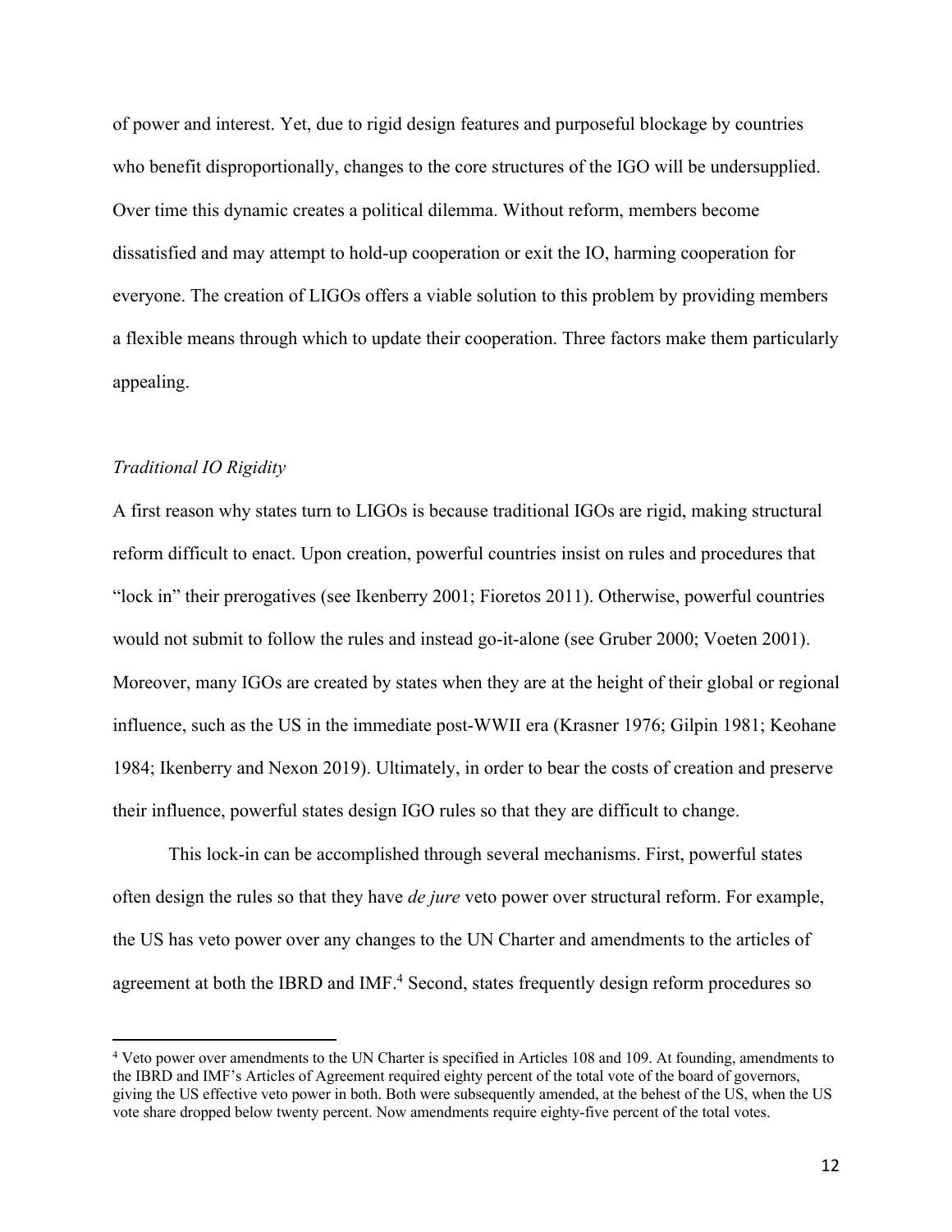of power and interest. Yet, due to rigid design features and purposeful blockage by countries who benefit disproportionally, changes to the core structures of the IGO will be undersupplied. Over time this dynamic creates a political dilemma. Without reform, members become dissatisfied and may attempt to hold-up cooperation or exit the IO, harming cooperation for everyone. The creation of LIGOs offers a viable solution to this problem by providing members a flexible means through which to update their cooperation. Three factors make them particularly appealing.

### *Traditional IO Rigidity*

A first reason why states turn to LIGOs is because traditional IGOs are rigid, making structural reform difficult to enact. Upon creation, powerful countries insist on rules and procedures that "lock in" their prerogatives (see Ikenberry 2001; Fioretos 2011). Otherwise, powerful countries would not submit to follow the rules and instead go-it-alone (see Gruber 2000; Voeten 2001). Moreover, many IGOs are created by states when they are at the height of their global or regional influence, such as the US in the immediate post-WWII era (Krasner 1976; Gilpin 1981; Keohane 1984; Ikenberry and Nexon 2019). Ultimately, in order to bear the costs of creation and preserve their influence, powerful states design IGO rules so that they are difficult to change.

This lock-in can be accomplished through several mechanisms. First, powerful states often design the rules so that they have *de jure* veto power over structural reform. For example, the US has veto power over any changes to the UN Charter and amendments to the articles of agreement at both the IBRD and IMF.[4] Second, states frequently design reform procedures so

[4] Veto power over amendments to the UN Charter is specified in Articles 108 and 109. At founding, amendments to the IBRD and IMF's Articles of Agreement required eighty percent of the total vote of the board of governors, giving the US effective veto power in both. Both were subsequently amended, at the behest of the US, when the US vote share dropped below twenty percent. Now amendments require eighty-five percent of the total votes.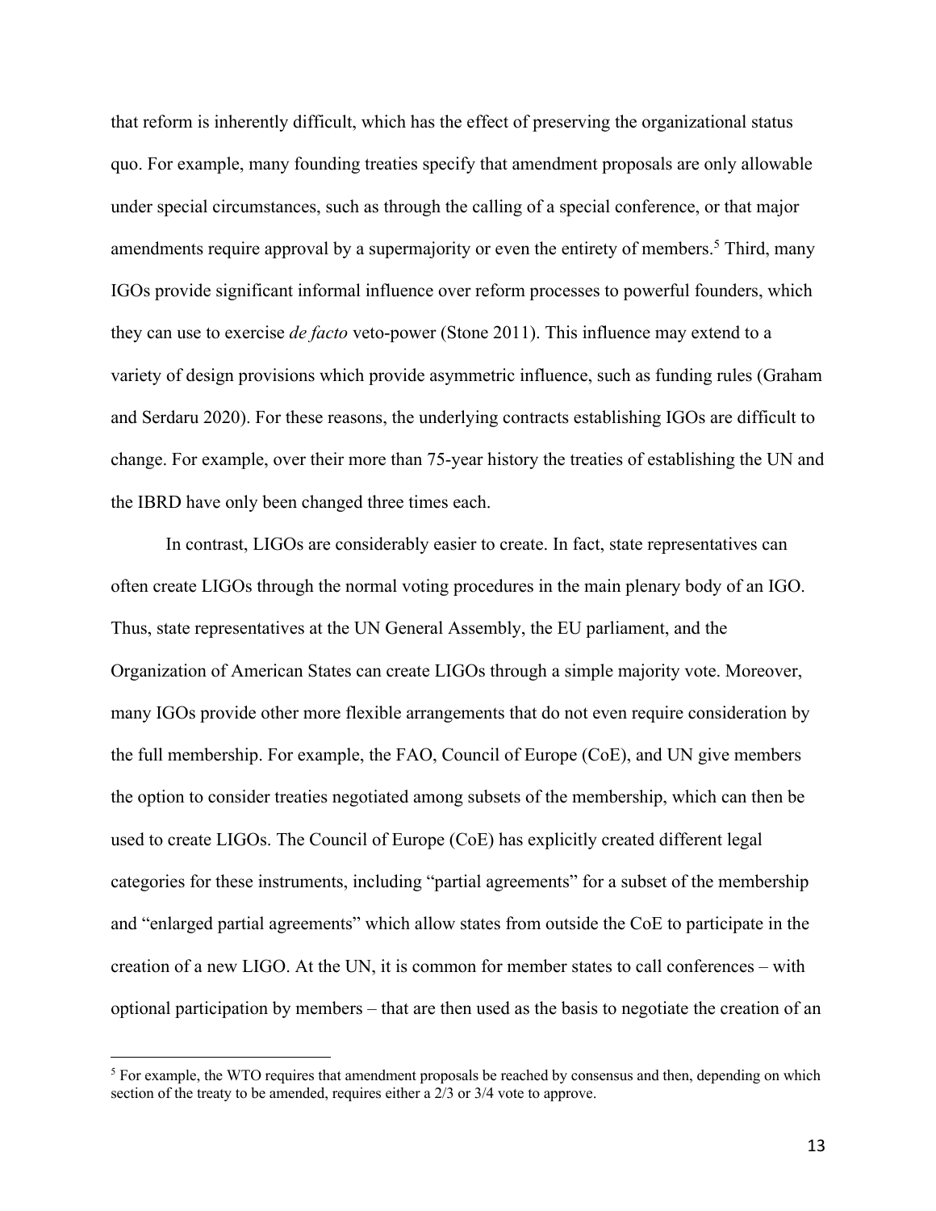that reform is inherently difficult, which has the effect of preserving the organizational status quo. For example, many founding treaties specify that amendment proposals are only allowable under special circumstances, such as through the calling of a special conference, or that major amendments require approval by a supermajority or even the entirety of members.[5] Third, many IGOs provide significant informal influence over reform processes to powerful founders, which they can use to exercise *de facto* veto-power (Stone 2011). This influence may extend to a variety of design provisions which provide asymmetric influence, such as funding rules (Graham and Serdaru 2020). For these reasons, the underlying contracts establishing IGOs are difficult to change. For example, over their more than 75-year history the treaties of establishing the UN and the IBRD have only been changed three times each.

In contrast, LIGOs are considerably easier to create. In fact, state representatives can often create LIGOs through the normal voting procedures in the main plenary body of an IGO. Thus, state representatives at the UN General Assembly, the EU parliament, and the Organization of American States can create LIGOs through a simple majority vote. Moreover, many IGOs provide other more flexible arrangements that do not even require consideration by the full membership. For example, the FAO, Council of Europe (CoE), and UN give members the option to consider treaties negotiated among subsets of the membership, which can then be used to create LIGOs. The Council of Europe (CoE) has explicitly created different legal categories for these instruments, including "partial agreements" for a subset of the membership and "enlarged partial agreements" which allow states from outside the CoE to participate in the creation of a new LIGO. At the UN, it is common for member states to call conferences – with optional participation by members – that are then used as the basis to negotiate the creation of an

[5] For example, the WTO requires that amendment proposals be reached by consensus and then, depending on which section of the treaty to be amended, requires either a 2/3 or 3/4 vote to approve.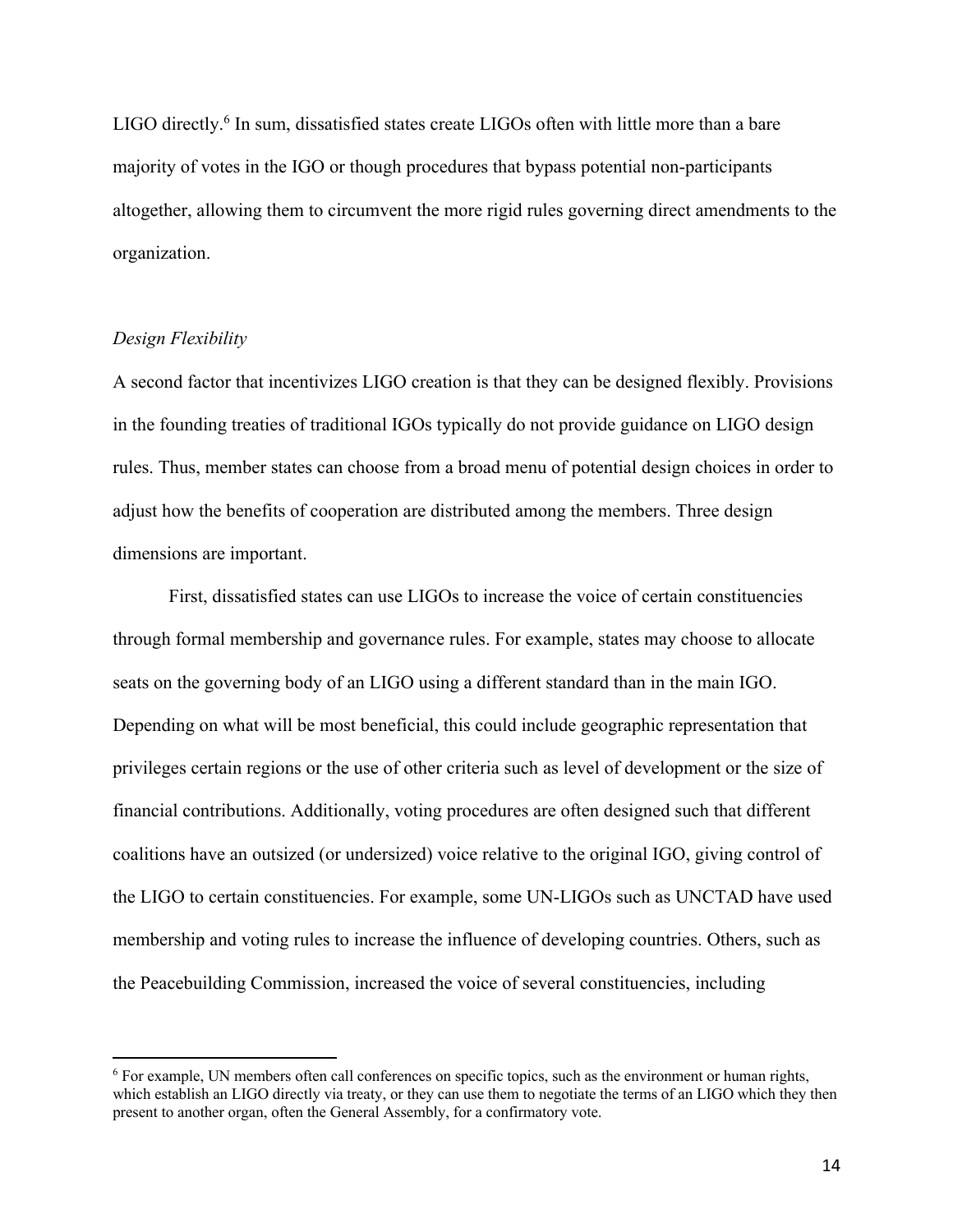LIGO directly.[6] In sum, dissatisfied states create LIGOs often with little more than a bare majority of votes in the IGO or though procedures that bypass potential non-participants altogether, allowing them to circumvent the more rigid rules governing direct amendments to the organization.

*Design Flexibility*

A second factor that incentivizes LIGO creation is that they can be designed flexibly. Provisions in the founding treaties of traditional IGOs typically do not provide guidance on LIGO design rules. Thus, member states can choose from a broad menu of potential design choices in order to adjust how the benefits of cooperation are distributed among the members. Three design dimensions are important.

First, dissatisfied states can use LIGOs to increase the voice of certain constituencies through formal membership and governance rules. For example, states may choose to allocate seats on the governing body of an LIGO using a different standard than in the main IGO. Depending on what will be most beneficial, this could include geographic representation that privileges certain regions or the use of other criteria such as level of development or the size of financial contributions. Additionally, voting procedures are often designed such that different coalitions have an outsized (or undersized) voice relative to the original IGO, giving control of the LIGO to certain constituencies. For example, some UN-LIGOs such as UNCTAD have used membership and voting rules to increase the influence of developing countries. Others, such as the Peacebuilding Commission, increased the voice of several constituencies, including

[6] For example, UN members often call conferences on specific topics, such as the environment or human rights, which establish an LIGO directly via treaty, or they can use them to negotiate the terms of an LIGO which they then present to another organ, often the General Assembly, for a confirmatory vote.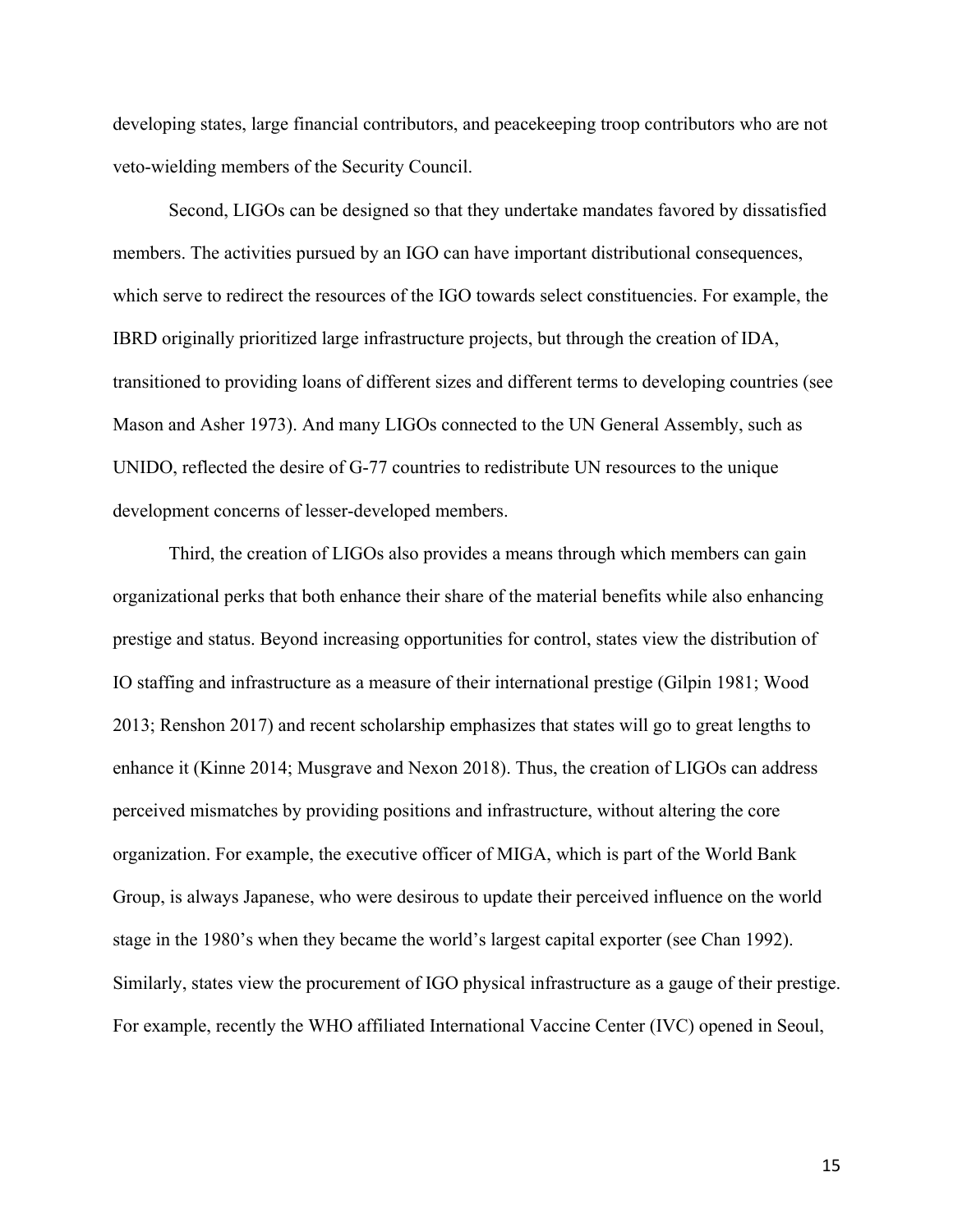developing states, large financial contributors, and peacekeeping troop contributors who are not veto-wielding members of the Security Council.

Second, LIGOs can be designed so that they undertake mandates favored by dissatisfied members. The activities pursued by an IGO can have important distributional consequences, which serve to redirect the resources of the IGO towards select constituencies. For example, the IBRD originally prioritized large infrastructure projects, but through the creation of IDA, transitioned to providing loans of different sizes and different terms to developing countries (see Mason and Asher 1973). And many LIGOs connected to the UN General Assembly, such as UNIDO, reflected the desire of G-77 countries to redistribute UN resources to the unique development concerns of lesser-developed members.

Third, the creation of LIGOs also provides a means through which members can gain organizational perks that both enhance their share of the material benefits while also enhancing prestige and status. Beyond increasing opportunities for control, states view the distribution of IO staffing and infrastructure as a measure of their international prestige (Gilpin 1981; Wood 2013; Renshon 2017) and recent scholarship emphasizes that states will go to great lengths to enhance it (Kinne 2014; Musgrave and Nexon 2018). Thus, the creation of LIGOs can address perceived mismatches by providing positions and infrastructure, without altering the core organization. For example, the executive officer of MIGA, which is part of the World Bank Group, is always Japanese, who were desirous to update their perceived influence on the world stage in the 1980's when they became the world's largest capital exporter (see Chan 1992). Similarly, states view the procurement of IGO physical infrastructure as a gauge of their prestige. For example, recently the WHO affiliated International Vaccine Center (IVC) opened in Seoul,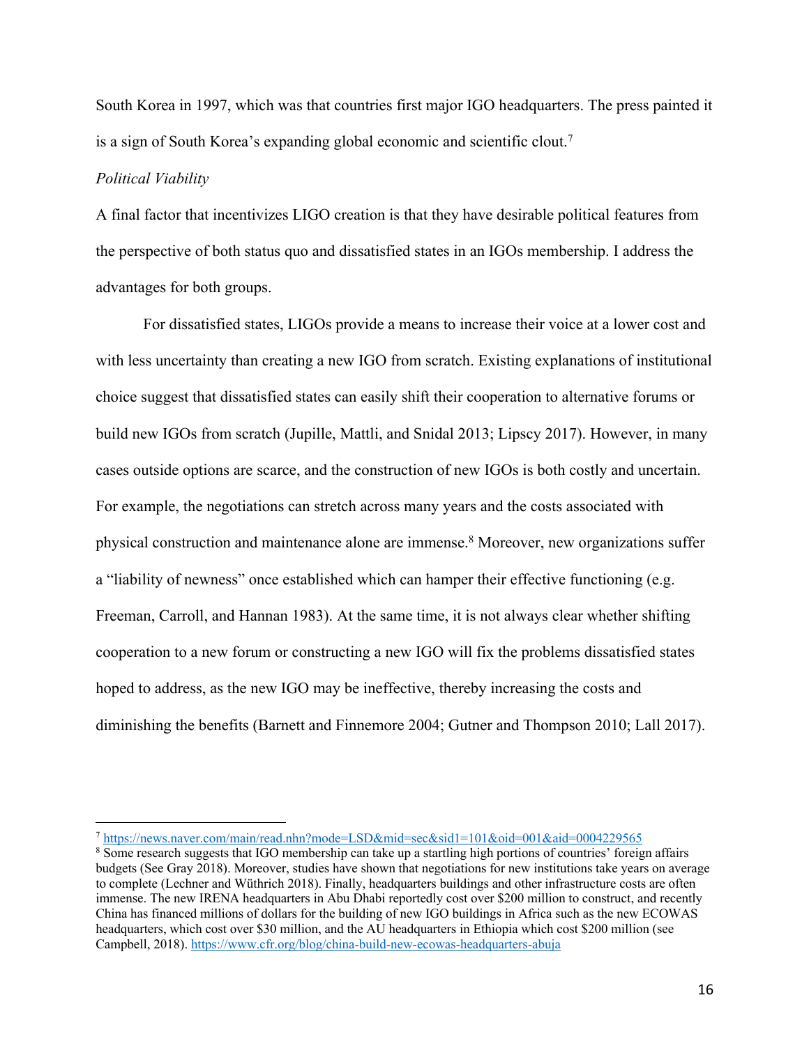South Korea in 1997, which was that countries first major IGO headquarters. The press painted it is a sign of South Korea's expanding global economic and scientific clout.[7]

*Political Viability*

A final factor that incentivizes LIGO creation is that they have desirable political features from the perspective of both status quo and dissatisfied states in an IGOs membership. I address the advantages for both groups.

For dissatisfied states, LIGOs provide a means to increase their voice at a lower cost and with less uncertainty than creating a new IGO from scratch. Existing explanations of institutional choice suggest that dissatisfied states can easily shift their cooperation to alternative forums or build new IGOs from scratch (Jupille, Mattli, and Snidal 2013; Lipscy 2017). However, in many cases outside options are scarce, and the construction of new IGOs is both costly and uncertain. For example, the negotiations can stretch across many years and the costs associated with physical construction and maintenance alone are immense.[8] Moreover, new organizations suffer a "liability of newness" once established which can hamper their effective functioning (e.g. Freeman, Carroll, and Hannan 1983). At the same time, it is not always clear whether shifting cooperation to a new forum or constructing a new IGO will fix the problems dissatisfied states hoped to address, as the new IGO may be ineffective, thereby increasing the costs and diminishing the benefits (Barnett and Finnemore 2004; Gutner and Thompson 2010; Lall 2017).

---

[7] https://news.naver.com/main/read.nhn?mode=LSD&mid=sec&sid1=101&oid=001&aid=0004229565

[8] Some research suggests that IGO membership can take up a startling high portions of countries' foreign affairs budgets (See Gray 2018). Moreover, studies have shown that negotiations for new institutions take years on average to complete (Lechner and Wüthrich 2018). Finally, headquarters buildings and other infrastructure costs are often immense. The new IRENA headquarters in Abu Dhabi reportedly cost over $200 million to construct, and recently China has financed millions of dollars for the building of new IGO buildings in Africa such as the new ECOWAS headquarters, which cost over $30 million, and the AU headquarters in Ethiopia which cost $200 million (see Campbell, 2018). https://www.cfr.org/blog/china-build-new-ecowas-headquarters-abuja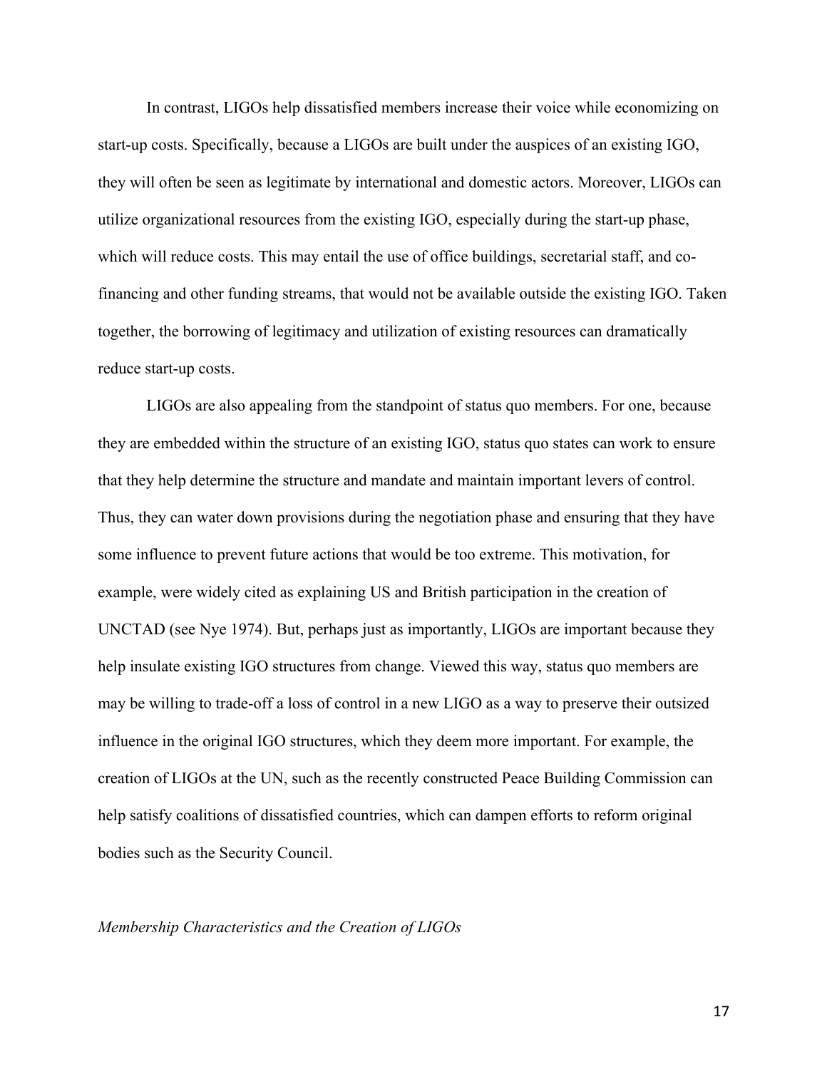In contrast, LIGOs help dissatisfied members increase their voice while economizing on start-up costs. Specifically, because a LIGOs are built under the auspices of an existing IGO, they will often be seen as legitimate by international and domestic actors. Moreover, LIGOs can utilize organizational resources from the existing IGO, especially during the start-up phase, which will reduce costs. This may entail the use of office buildings, secretarial staff, and co-financing and other funding streams, that would not be available outside the existing IGO. Taken together, the borrowing of legitimacy and utilization of existing resources can dramatically reduce start-up costs.

LIGOs are also appealing from the standpoint of status quo members. For one, because they are embedded within the structure of an existing IGO, status quo states can work to ensure that they help determine the structure and mandate and maintain important levers of control. Thus, they can water down provisions during the negotiation phase and ensuring that they have some influence to prevent future actions that would be too extreme. This motivation, for example, were widely cited as explaining US and British participation in the creation of UNCTAD (see Nye 1974). But, perhaps just as importantly, LIGOs are important because they help insulate existing IGO structures from change. Viewed this way, status quo members are may be willing to trade-off a loss of control in a new LIGO as a way to preserve their outsized influence in the original IGO structures, which they deem more important. For example, the creation of LIGOs at the UN, such as the recently constructed Peace Building Commission can help satisfy coalitions of dissatisfied countries, which can dampen efforts to reform original bodies such as the Security Council.

*Membership Characteristics and the Creation of LIGOs*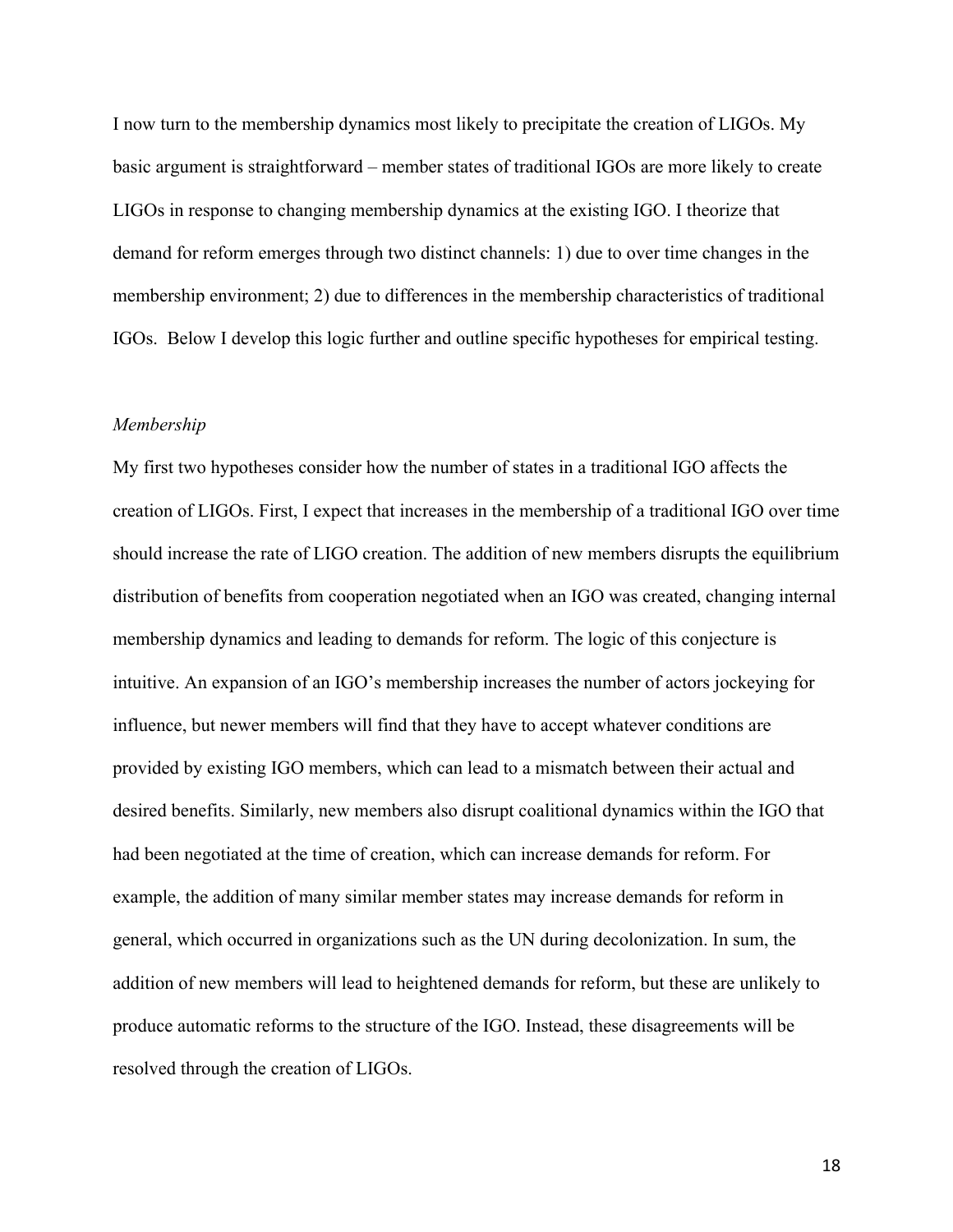I now turn to the membership dynamics most likely to precipitate the creation of LIGOs. My basic argument is straightforward – member states of traditional IGOs are more likely to create LIGOs in response to changing membership dynamics at the existing IGO. I theorize that demand for reform emerges through two distinct channels: 1) due to over time changes in the membership environment; 2) due to differences in the membership characteristics of traditional IGOs. Below I develop this logic further and outline specific hypotheses for empirical testing.

*Membership*

My first two hypotheses consider how the number of states in a traditional IGO affects the creation of LIGOs. First, I expect that increases in the membership of a traditional IGO over time should increase the rate of LIGO creation. The addition of new members disrupts the equilibrium distribution of benefits from cooperation negotiated when an IGO was created, changing internal membership dynamics and leading to demands for reform. The logic of this conjecture is intuitive. An expansion of an IGO's membership increases the number of actors jockeying for influence, but newer members will find that they have to accept whatever conditions are provided by existing IGO members, which can lead to a mismatch between their actual and desired benefits. Similarly, new members also disrupt coalitional dynamics within the IGO that had been negotiated at the time of creation, which can increase demands for reform. For example, the addition of many similar member states may increase demands for reform in general, which occurred in organizations such as the UN during decolonization. In sum, the addition of new members will lead to heightened demands for reform, but these are unlikely to produce automatic reforms to the structure of the IGO. Instead, these disagreements will be resolved through the creation of LIGOs.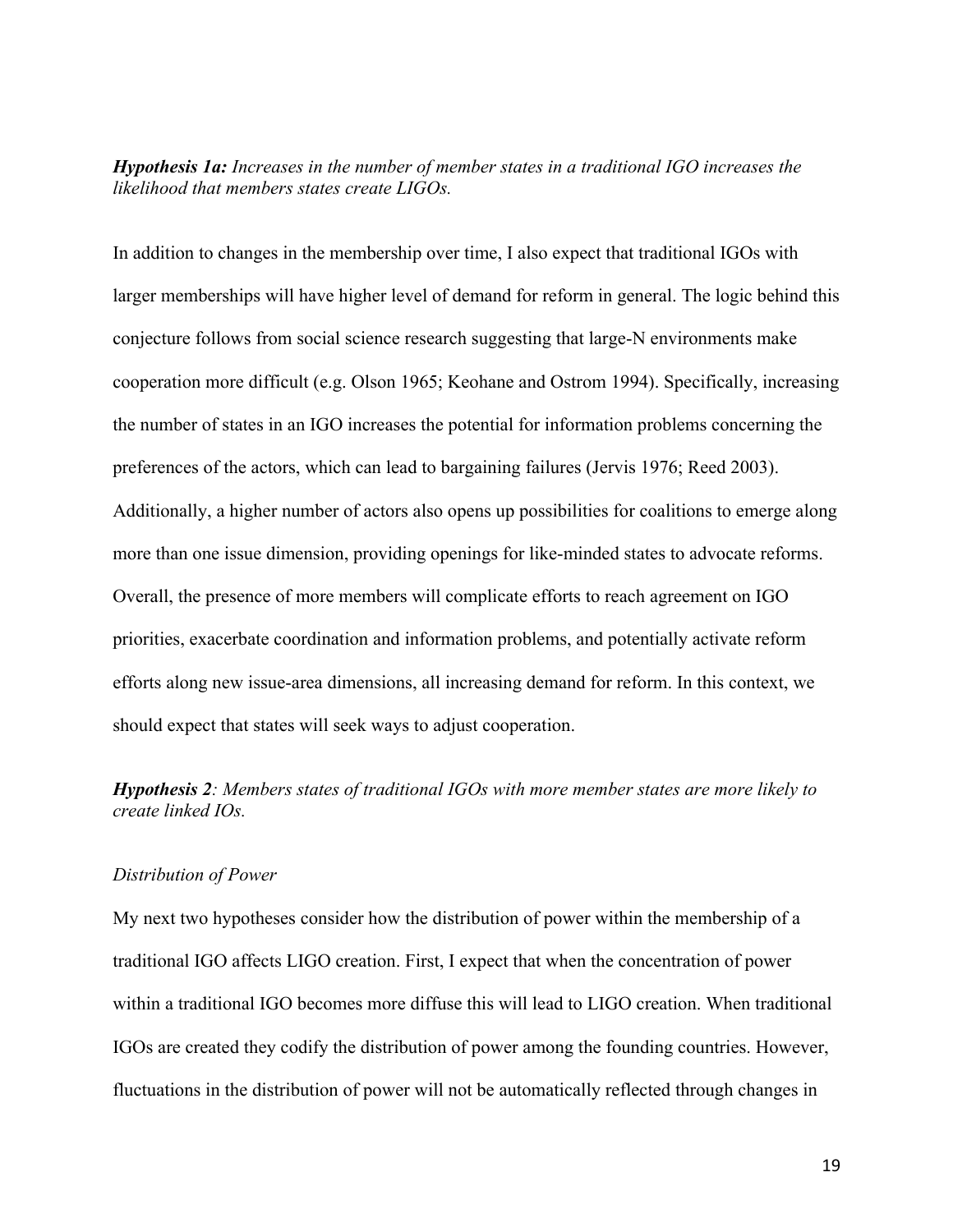***Hypothesis 1a:*** *Increases in the number of member states in a traditional IGO increases the likelihood that members states create LIGOs.*

In addition to changes in the membership over time, I also expect that traditional IGOs with larger memberships will have higher level of demand for reform in general. The logic behind this conjecture follows from social science research suggesting that large-N environments make cooperation more difficult (e.g. Olson 1965; Keohane and Ostrom 1994). Specifically, increasing the number of states in an IGO increases the potential for information problems concerning the preferences of the actors, which can lead to bargaining failures (Jervis 1976; Reed 2003). Additionally, a higher number of actors also opens up possibilities for coalitions to emerge along more than one issue dimension, providing openings for like-minded states to advocate reforms. Overall, the presence of more members will complicate efforts to reach agreement on IGO priorities, exacerbate coordination and information problems, and potentially activate reform efforts along new issue-area dimensions, all increasing demand for reform. In this context, we should expect that states will seek ways to adjust cooperation.

***Hypothesis 2****: Members states of traditional IGOs with more member states are more likely to create linked IOs.*

*Distribution of Power*

My next two hypotheses consider how the distribution of power within the membership of a traditional IGO affects LIGO creation. First, I expect that when the concentration of power within a traditional IGO becomes more diffuse this will lead to LIGO creation. When traditional IGOs are created they codify the distribution of power among the founding countries. However, fluctuations in the distribution of power will not be automatically reflected through changes in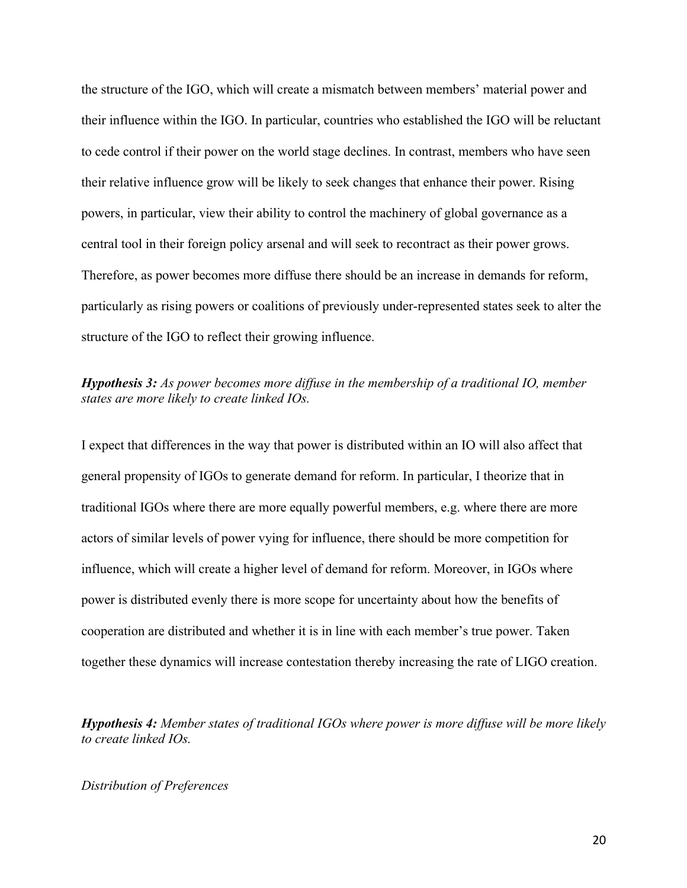the structure of the IGO, which will create a mismatch between members' material power and their influence within the IGO. In particular, countries who established the IGO will be reluctant to cede control if their power on the world stage declines. In contrast, members who have seen their relative influence grow will be likely to seek changes that enhance their power. Rising powers, in particular, view their ability to control the machinery of global governance as a central tool in their foreign policy arsenal and will seek to recontract as their power grows. Therefore, as power becomes more diffuse there should be an increase in demands for reform, particularly as rising powers or coalitions of previously under-represented states seek to alter the structure of the IGO to reflect their growing influence.

***Hypothesis 3:*** *As power becomes more diffuse in the membership of a traditional IO, member states are more likely to create linked IOs.*

I expect that differences in the way that power is distributed within an IO will also affect that general propensity of IGOs to generate demand for reform. In particular, I theorize that in traditional IGOs where there are more equally powerful members, e.g. where there are more actors of similar levels of power vying for influence, there should be more competition for influence, which will create a higher level of demand for reform. Moreover, in IGOs where power is distributed evenly there is more scope for uncertainty about how the benefits of cooperation are distributed and whether it is in line with each member's true power. Taken together these dynamics will increase contestation thereby increasing the rate of LIGO creation.

***Hypothesis 4:*** *Member states of traditional IGOs where power is more diffuse will be more likely to create linked IOs.*

*Distribution of Preferences*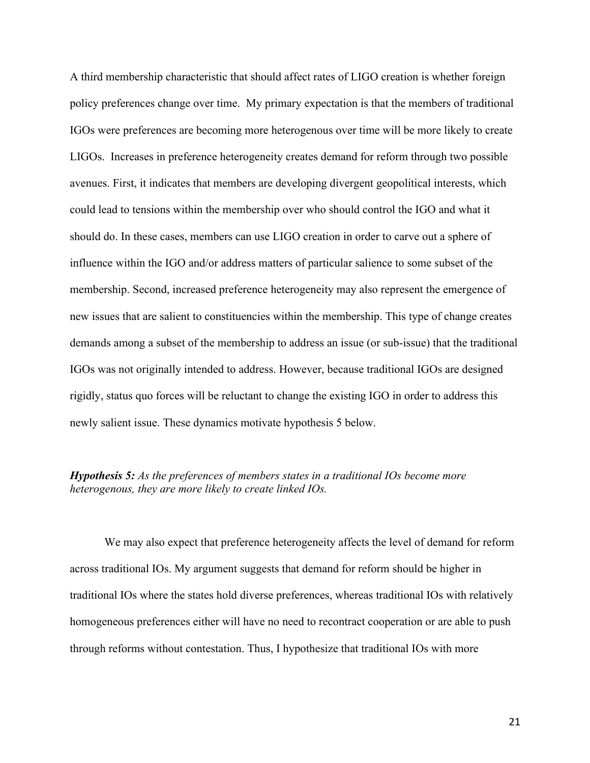A third membership characteristic that should affect rates of LIGO creation is whether foreign policy preferences change over time. My primary expectation is that the members of traditional IGOs were preferences are becoming more heterogenous over time will be more likely to create LIGOs. Increases in preference heterogeneity creates demand for reform through two possible avenues. First, it indicates that members are developing divergent geopolitical interests, which could lead to tensions within the membership over who should control the IGO and what it should do. In these cases, members can use LIGO creation in order to carve out a sphere of influence within the IGO and/or address matters of particular salience to some subset of the membership. Second, increased preference heterogeneity may also represent the emergence of new issues that are salient to constituencies within the membership. This type of change creates demands among a subset of the membership to address an issue (or sub-issue) that the traditional IGOs was not originally intended to address. However, because traditional IGOs are designed rigidly, status quo forces will be reluctant to change the existing IGO in order to address this newly salient issue. These dynamics motivate hypothesis 5 below.

***Hypothesis 5:*** *As the preferences of members states in a traditional IOs become more heterogenous, they are more likely to create linked IOs.*

We may also expect that preference heterogeneity affects the level of demand for reform across traditional IOs. My argument suggests that demand for reform should be higher in traditional IOs where the states hold diverse preferences, whereas traditional IOs with relatively homogeneous preferences either will have no need to recontract cooperation or are able to push through reforms without contestation. Thus, I hypothesize that traditional IOs with more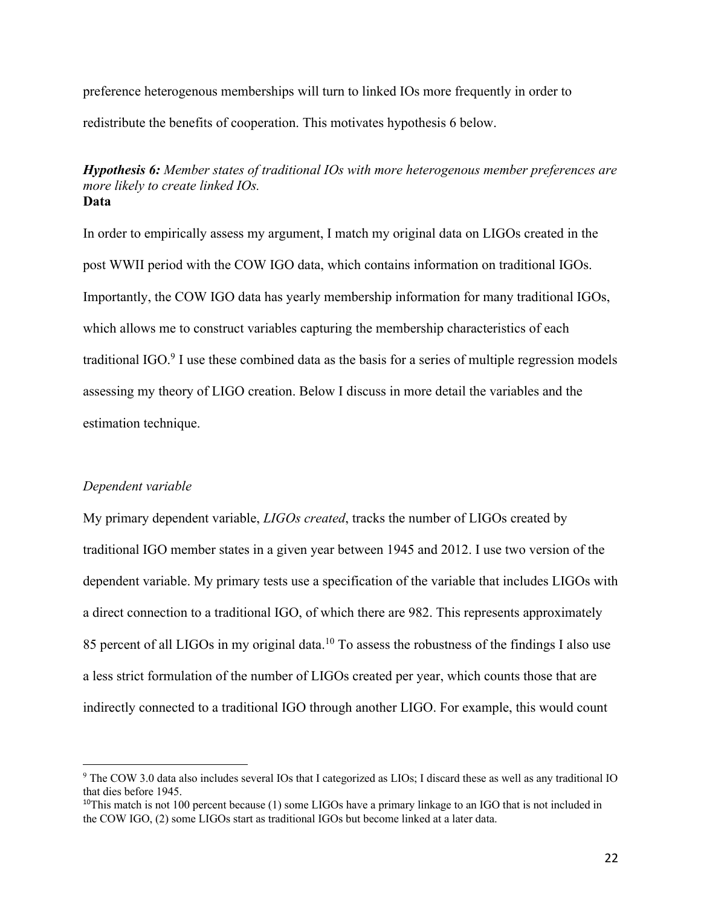preference heterogenous memberships will turn to linked IOs more frequently in order to redistribute the benefits of cooperation. This motivates hypothesis 6 below.

***Hypothesis 6:*** *Member states of traditional IOs with more heterogenous member preferences are more likely to create linked IOs.*

**Data**

In order to empirically assess my argument, I match my original data on LIGOs created in the post WWII period with the COW IGO data, which contains information on traditional IGOs. Importantly, the COW IGO data has yearly membership information for many traditional IGOs, which allows me to construct variables capturing the membership characteristics of each traditional IGO.[9] I use these combined data as the basis for a series of multiple regression models assessing my theory of LIGO creation. Below I discuss in more detail the variables and the estimation technique.

*Dependent variable*

My primary dependent variable, *LIGOs created*, tracks the number of LIGOs created by traditional IGO member states in a given year between 1945 and 2012. I use two version of the dependent variable. My primary tests use a specification of the variable that includes LIGOs with a direct connection to a traditional IGO, of which there are 982. This represents approximately 85 percent of all LIGOs in my original data.[10] To assess the robustness of the findings I also use a less strict formulation of the number of LIGOs created per year, which counts those that are indirectly connected to a traditional IGO through another LIGO. For example, this would count

[9] The COW 3.0 data also includes several IOs that I categorized as LIOs; I discard these as well as any traditional IO that dies before 1945.

[10] This match is not 100 percent because (1) some LIGOs have a primary linkage to an IGO that is not included in the COW IGO, (2) some LIGOs start as traditional IGOs but become linked at a later data.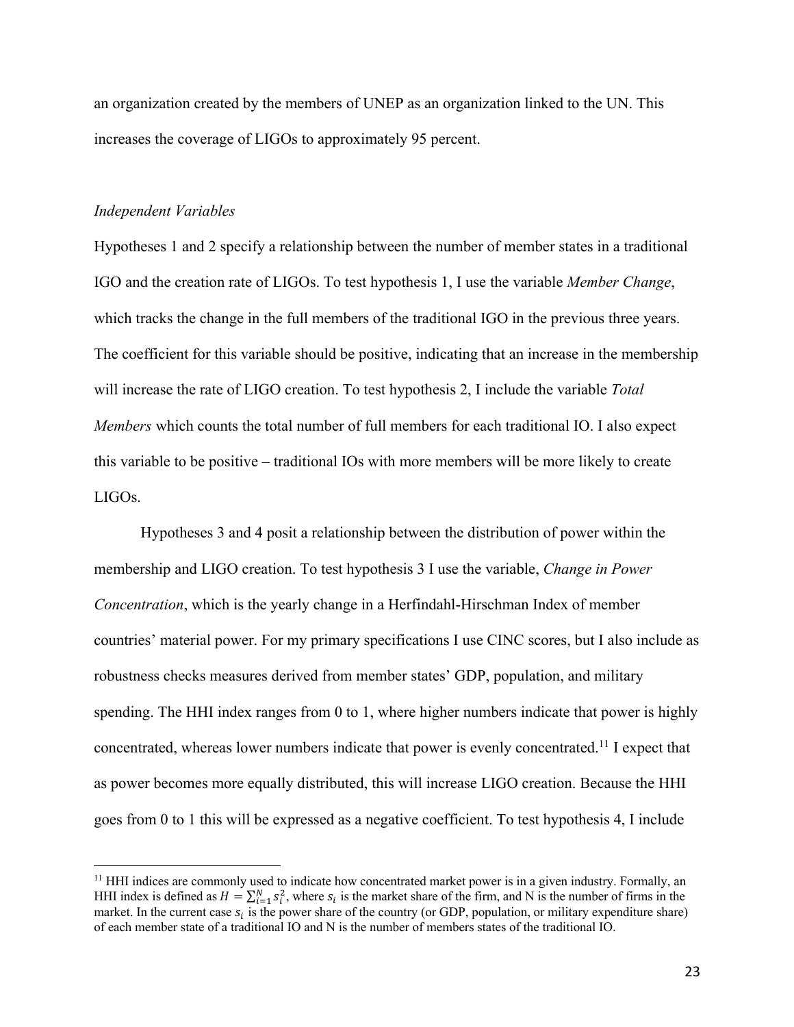an organization created by the members of UNEP as an organization linked to the UN. This increases the coverage of LIGOs to approximately 95 percent.

*Independent Variables*

Hypotheses 1 and 2 specify a relationship between the number of member states in a traditional IGO and the creation rate of LIGOs. To test hypothesis 1, I use the variable *Member Change*, which tracks the change in the full members of the traditional IGO in the previous three years. The coefficient for this variable should be positive, indicating that an increase in the membership will increase the rate of LIGO creation. To test hypothesis 2, I include the variable *Total Members* which counts the total number of full members for each traditional IO. I also expect this variable to be positive – traditional IOs with more members will be more likely to create LIGOs.

Hypotheses 3 and 4 posit a relationship between the distribution of power within the membership and LIGO creation. To test hypothesis 3 I use the variable, *Change in Power Concentration*, which is the yearly change in a Herfindahl-Hirschman Index of member countries' material power. For my primary specifications I use CINC scores, but I also include as robustness checks measures derived from member states' GDP, population, and military spending. The HHI index ranges from 0 to 1, where higher numbers indicate that power is highly concentrated, whereas lower numbers indicate that power is evenly concentrated.[11] I expect that as power becomes more equally distributed, this will increase LIGO creation. Because the HHI goes from 0 to 1 this will be expressed as a negative coefficient. To test hypothesis 4, I include

---

[11] HHI indices are commonly used to indicate how concentrated market power is in a given industry. Formally, an HHI index is defined as $H = \sum_{i=1}^{N} s_i^2$, where $s_i$ is the market share of the firm, and N is the number of firms in the market. In the current case $s_i$ is the power share of the country (or GDP, population, or military expenditure share) of each member state of a traditional IO and N is the number of members states of the traditional IO.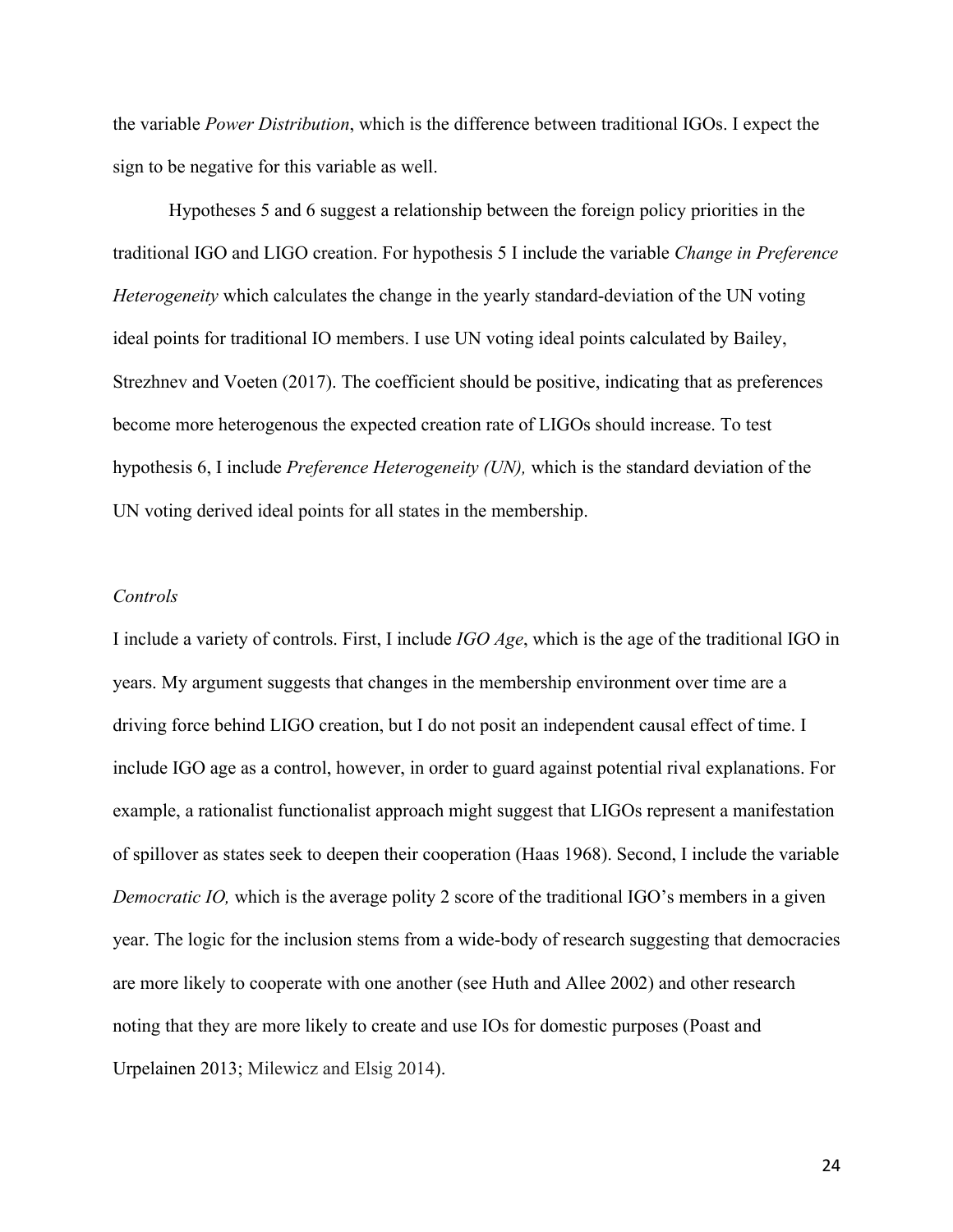the variable *Power Distribution*, which is the difference between traditional IGOs. I expect the sign to be negative for this variable as well.

Hypotheses 5 and 6 suggest a relationship between the foreign policy priorities in the traditional IGO and LIGO creation. For hypothesis 5 I include the variable *Change in Preference Heterogeneity* which calculates the change in the yearly standard-deviation of the UN voting ideal points for traditional IO members. I use UN voting ideal points calculated by Bailey, Strezhnev and Voeten (2017). The coefficient should be positive, indicating that as preferences become more heterogenous the expected creation rate of LIGOs should increase. To test hypothesis 6, I include *Preference Heterogeneity (UN),* which is the standard deviation of the UN voting derived ideal points for all states in the membership.

*Controls*

I include a variety of controls. First, I include *IGO Age*, which is the age of the traditional IGO in years. My argument suggests that changes in the membership environment over time are a driving force behind LIGO creation, but I do not posit an independent causal effect of time. I include IGO age as a control, however, in order to guard against potential rival explanations. For example, a rationalist functionalist approach might suggest that LIGOs represent a manifestation of spillover as states seek to deepen their cooperation (Haas 1968). Second, I include the variable *Democratic IO,* which is the average polity 2 score of the traditional IGO's members in a given year. The logic for the inclusion stems from a wide-body of research suggesting that democracies are more likely to cooperate with one another (see Huth and Allee 2002) and other research noting that they are more likely to create and use IOs for domestic purposes (Poast and Urpelainen 2013; Milewicz and Elsig 2014).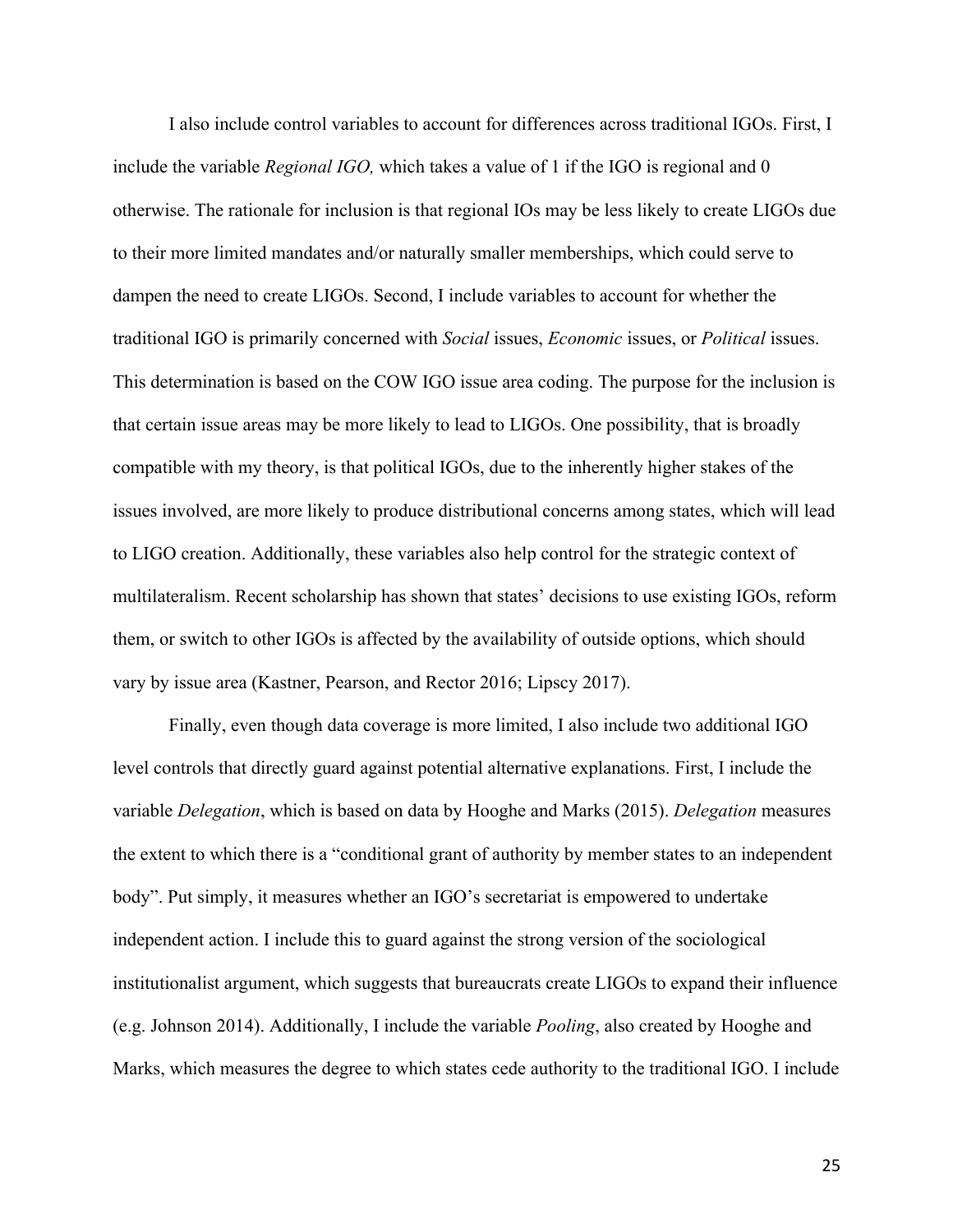I also include control variables to account for differences across traditional IGOs. First, I include the variable *Regional IGO,* which takes a value of 1 if the IGO is regional and 0 otherwise. The rationale for inclusion is that regional IOs may be less likely to create LIGOs due to their more limited mandates and/or naturally smaller memberships, which could serve to dampen the need to create LIGOs. Second, I include variables to account for whether the traditional IGO is primarily concerned with *Social* issues, *Economic* issues, or *Political* issues. This determination is based on the COW IGO issue area coding. The purpose for the inclusion is that certain issue areas may be more likely to lead to LIGOs. One possibility, that is broadly compatible with my theory, is that political IGOs, due to the inherently higher stakes of the issues involved, are more likely to produce distributional concerns among states, which will lead to LIGO creation. Additionally, these variables also help control for the strategic context of multilateralism. Recent scholarship has shown that states' decisions to use existing IGOs, reform them, or switch to other IGOs is affected by the availability of outside options, which should vary by issue area (Kastner, Pearson, and Rector 2016; Lipscy 2017).

Finally, even though data coverage is more limited, I also include two additional IGO level controls that directly guard against potential alternative explanations. First, I include the variable *Delegation*, which is based on data by Hooghe and Marks (2015). *Delegation* measures the extent to which there is a "conditional grant of authority by member states to an independent body". Put simply, it measures whether an IGO's secretariat is empowered to undertake independent action. I include this to guard against the strong version of the sociological institutionalist argument, which suggests that bureaucrats create LIGOs to expand their influence (e.g. Johnson 2014). Additionally, I include the variable *Pooling*, also created by Hooghe and Marks, which measures the degree to which states cede authority to the traditional IGO. I include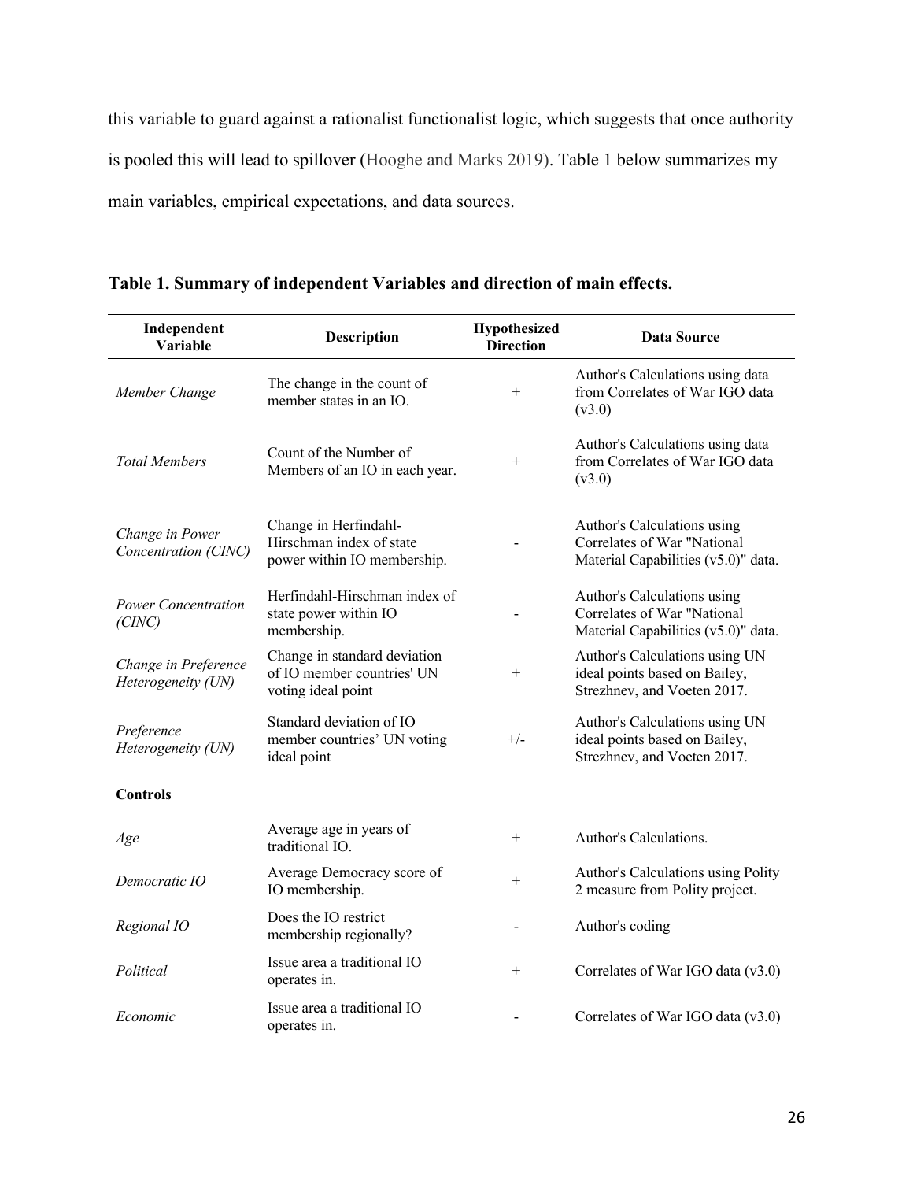this variable to guard against a rationalist functionalist logic, which suggests that once authority is pooled this will lead to spillover (Hooghe and Marks 2019). Table 1 below summarizes my main variables, empirical expectations, and data sources.

**Table 1. Summary of independent Variables and direction of main effects.**

| Independent Variable | Description | Hypothesized Direction | Data Source |
|---|---|---|---|
| *Member Change* | The change in the count of member states in an IO. | + | Author's Calculations using data from Correlates of War IGO data (v3.0) |
| *Total Members* | Count of the Number of Members of an IO in each year. | + | Author's Calculations using data from Correlates of War IGO data (v3.0) |
| *Change in Power Concentration (CINC)* | Change in Herfindahl-Hirschman index of state power within IO membership. | - | Author's Calculations using Correlates of War "National Material Capabilities (v5.0)" data. |
| *Power Concentration (CINC)* | Herfindahl-Hirschman index of state power within IO membership. | - | Author's Calculations using Correlates of War "National Material Capabilities (v5.0)" data. |
| *Change in Preference Heterogeneity (UN)* | Change in standard deviation of IO member countries' UN voting ideal point | + | Author's Calculations using UN ideal points based on Bailey, Strezhnev, and Voeten 2017. |
| *Preference Heterogeneity (UN)* | Standard deviation of IO member countries' UN voting ideal point | +/- | Author's Calculations using UN ideal points based on Bailey, Strezhnev, and Voeten 2017. |
| **Controls** | | | |
| *Age* | Average age in years of traditional IO. | + | Author's Calculations. |
| *Democratic IO* | Average Democracy score of IO membership. | + | Author's Calculations using Polity 2 measure from Polity project. |
| *Regional IO* | Does the IO restrict membership regionally? | - | Author's coding |
| *Political* | Issue area a traditional IO operates in. | + | Correlates of War IGO data (v3.0) |
| *Economic* | Issue area a traditional IO operates in. | - | Correlates of War IGO data (v3.0) |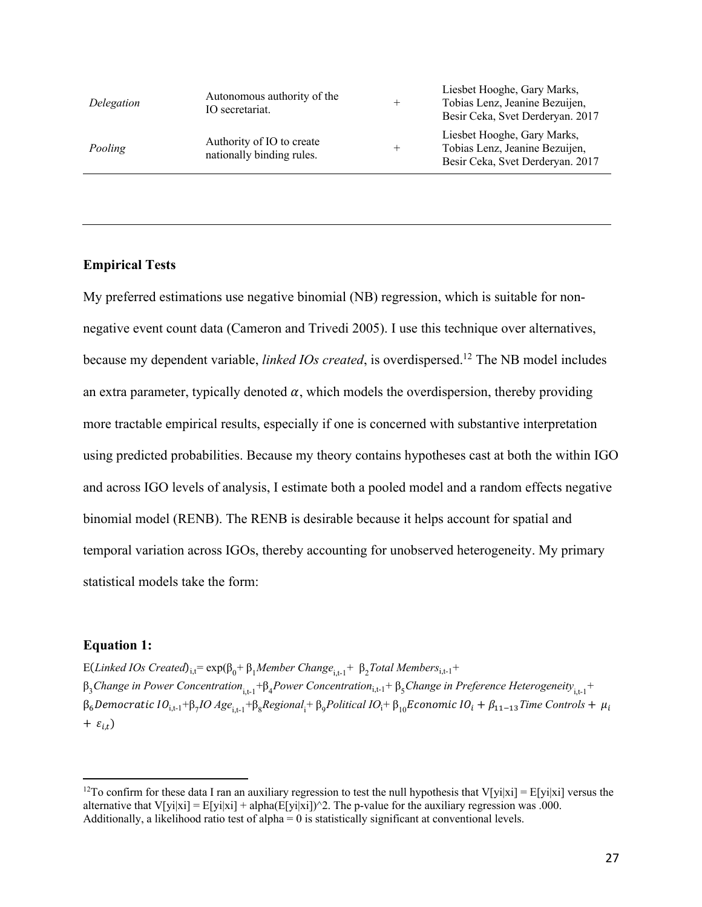| | | | |
|---|---|---|---|
| *Delegation* | Autonomous authority of the IO secretariat. | + | Liesbet Hooghe, Gary Marks, Tobias Lenz, Jeanine Bezuijen, Besir Ceka, Svet Derderyan. 2017 |
| *Pooling* | Authority of IO to create nationally binding rules. | + | Liesbet Hooghe, Gary Marks, Tobias Lenz, Jeanine Bezuijen, Besir Ceka, Svet Derderyan. 2017 |

**Empirical Tests**

My preferred estimations use negative binomial (NB) regression, which is suitable for non-negative event count data (Cameron and Trivedi 2005). I use this technique over alternatives, because my dependent variable, *linked IOs created*, is overdispersed.[12] The NB model includes an extra parameter, typically denoted $\alpha$, which models the overdispersion, thereby providing more tractable empirical results, especially if one is concerned with substantive interpretation using predicted probabilities. Because my theory contains hypotheses cast at both the within IGO and across IGO levels of analysis, I estimate both a pooled model and a random effects negative binomial model (RENB). The RENB is desirable because it helps account for spatial and temporal variation across IGOs, thereby accounting for unobserved heterogeneity. My primary statistical models take the form:

**Equation 1:**

$$E(\textit{Linked IOs Created})_{i,t} = \exp(\beta_0 + \beta_1 \textit{Member Change}_{i,t-1} + \beta_2 \textit{Total Members}_{i,t-1} + \beta_3 \textit{Change in Power Concentration}_{i,t-1} + \beta_4 \textit{Power Concentration}_{i,t-1} + \beta_5 \textit{Change in Preference Heterogeneity}_{i,t-1} + \beta_6 \textit{Democratic IO}_{i,t-1} + \beta_7 \textit{IO Age}_{i,t-1} + \beta_8 \textit{Regional}_i + \beta_9 \textit{Political IO}_i + \beta_{10} \textit{Economic IO}_i + \beta_{11-13} \textit{Time Controls} + \mu_i + \varepsilon_{i,t})$$

[12]To confirm for these data I ran an auxiliary regression to test the null hypothesis that V[yi|xi] = E[yi|xi] versus the alternative that V[yi|xi] = E[yi|xi] + alpha(E[yi|xi])^2. The p-value for the auxiliary regression was .000. Additionally, a likelihood ratio test of alpha = 0 is statistically significant at conventional levels.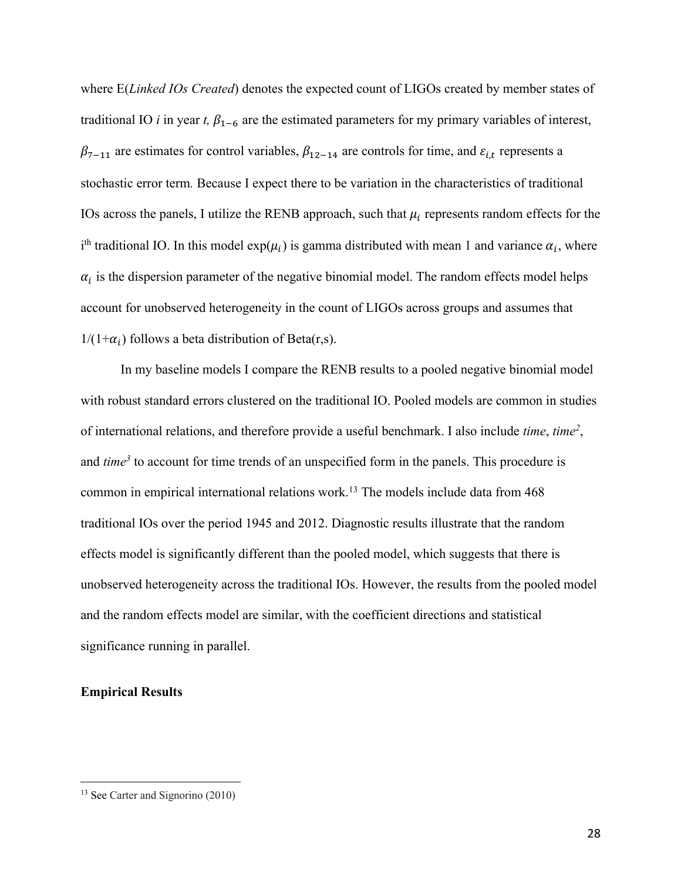where E(*Linked IOs Created*) denotes the expected count of LIGOs created by member states of traditional IO *i* in year *t,* $\beta_{1-6}$ are the estimated parameters for my primary variables of interest, $\beta_{7-11}$ are estimates for control variables, $\beta_{12-14}$ are controls for time, and $\varepsilon_{i,t}$ represents a stochastic error term*.* Because I expect there to be variation in the characteristics of traditional IOs across the panels, I utilize the RENB approach, such that $\mu_i$ represents random effects for the i[th] traditional IO. In this model $\exp(\mu_i)$ is gamma distributed with mean 1 and variance $\alpha_i$, where $\alpha_i$ is the dispersion parameter of the negative binomial model. The random effects model helps account for unobserved heterogeneity in the count of LIGOs across groups and assumes that $1/(1+\alpha_i)$ follows a beta distribution of Beta(r,s).

In my baseline models I compare the RENB results to a pooled negative binomial model with robust standard errors clustered on the traditional IO. Pooled models are common in studies of international relations, and therefore provide a useful benchmark. I also include *time*, *time$^2$*, and *time$^3$* to account for time trends of an unspecified form in the panels. This procedure is common in empirical international relations work.[13] The models include data from 468 traditional IOs over the period 1945 and 2012. Diagnostic results illustrate that the random effects model is significantly different than the pooled model, which suggests that there is unobserved heterogeneity across the traditional IOs. However, the results from the pooled model and the random effects model are similar, with the coefficient directions and statistical significance running in parallel.

**Empirical Results**

[13] See Carter and Signorino (2010)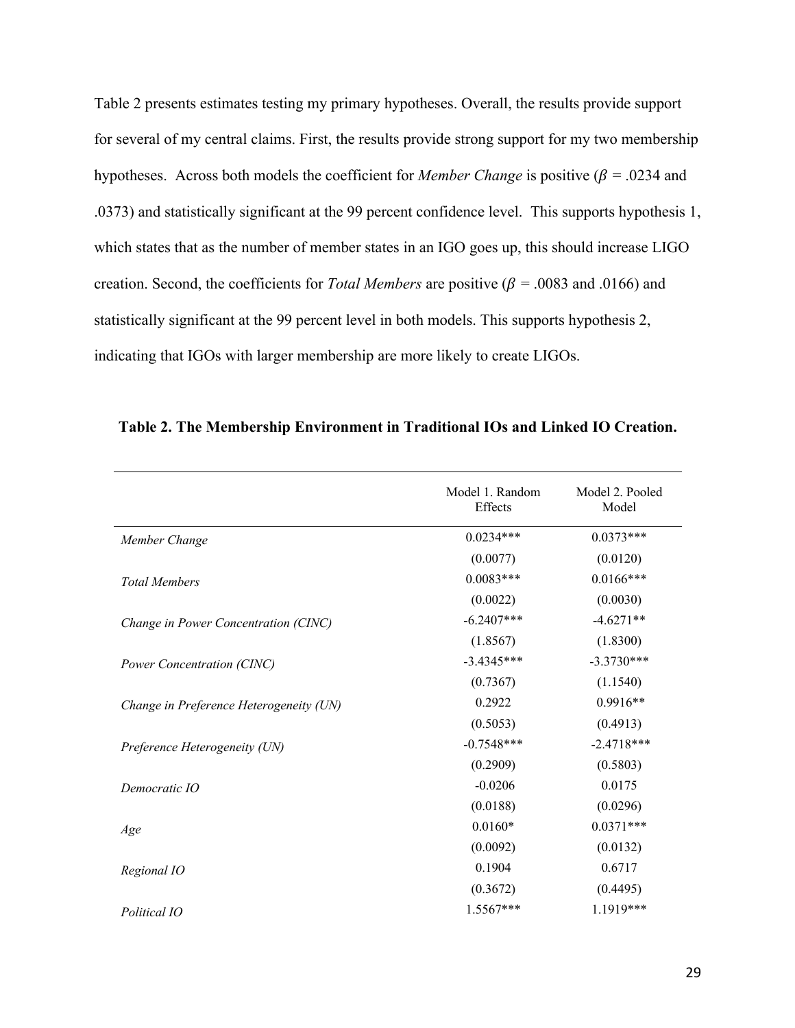Table 2 presents estimates testing my primary hypotheses. Overall, the results provide support for several of my central claims. First, the results provide strong support for my two membership hypotheses. Across both models the coefficient for *Member Change* is positive ($\beta$ = .0234 and .0373) and statistically significant at the 99 percent confidence level. This supports hypothesis 1, which states that as the number of member states in an IGO goes up, this should increase LIGO creation. Second, the coefficients for *Total Members* are positive ($\beta$ = .0083 and .0166) and statistically significant at the 99 percent level in both models. This supports hypothesis 2, indicating that IGOs with larger membership are more likely to create LIGOs.

**Table 2. The Membership Environment in Traditional IOs and Linked IO Creation.**

| | Model 1. Random Effects | Model 2. Pooled Model |
|---|---|---|
| *Member Change* | 0.0234*** | 0.0373*** |
| | (0.0077) | (0.0120) |
| *Total Members* | 0.0083*** | 0.0166*** |
| | (0.0022) | (0.0030) |
| *Change in Power Concentration (CINC)* | -6.2407*** | -4.6271** |
| | (1.8567) | (1.8300) |
| *Power Concentration (CINC)* | -3.4345*** | -3.3730*** |
| | (0.7367) | (1.1540) |
| *Change in Preference Heterogeneity (UN)* | 0.2922 | 0.9916** |
| | (0.5053) | (0.4913) |
| *Preference Heterogeneity (UN)* | -0.7548*** | -2.4718*** |
| | (0.2909) | (0.5803) |
| *Democratic IO* | -0.0206 | 0.0175 |
| | (0.0188) | (0.0296) |
| *Age* | 0.0160* | 0.0371*** |
| | (0.0092) | (0.0132) |
| *Regional IO* | 0.1904 | 0.6717 |
| | (0.3672) | (0.4495) |
| *Political IO* | 1.5567*** | 1.1919*** |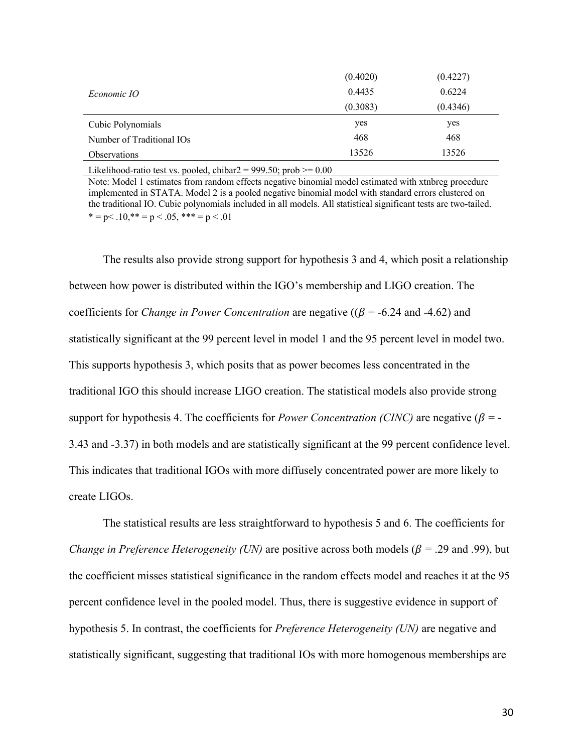| | | |
|---|---|---|
| | (0.4020) | (0.4227) |
| *Economic IO* | 0.4435 | 0.6224 |
| | (0.3083) | (0.4346) |
| Cubic Polynomials | yes | yes |
| Number of Traditional IOs | 468 | 468 |
| Observations | 13526 | 13526 |
| Likelihood-ratio test vs. pooled, chibar2 = 999.50; prob >= 0.00 | | |

Note: Model 1 estimates from random effects negative binomial model estimated with xtnbreg procedure implemented in STATA. Model 2 is a pooled negative binomial model with standard errors clustered on the traditional IO. Cubic polynomials included in all models. All statistical significant tests are two-tailed.
* = p< .10,** = p < .05, *** = p < .01

The results also provide strong support for hypothesis 3 and 4, which posit a relationship between how power is distributed within the IGO's membership and LIGO creation. The coefficients for *Change in Power Concentration* are negative (($\beta$ = -6.24 and -4.62) and statistically significant at the 99 percent level in model 1 and the 95 percent level in model two. This supports hypothesis 3, which posits that as power becomes less concentrated in the traditional IGO this should increase LIGO creation. The statistical models also provide strong support for hypothesis 4. The coefficients for *Power Concentration (CINC)* are negative ($\beta$ = -3.43 and -3.37) in both models and are statistically significant at the 99 percent confidence level. This indicates that traditional IGOs with more diffusely concentrated power are more likely to create LIGOs.

The statistical results are less straightforward to hypothesis 5 and 6. The coefficients for *Change in Preference Heterogeneity (UN)* are positive across both models ($\beta$ = .29 and .99), but the coefficient misses statistical significance in the random effects model and reaches it at the 95 percent confidence level in the pooled model. Thus, there is suggestive evidence in support of hypothesis 5. In contrast, the coefficients for *Preference Heterogeneity (UN)* are negative and statistically significant, suggesting that traditional IOs with more homogenous memberships are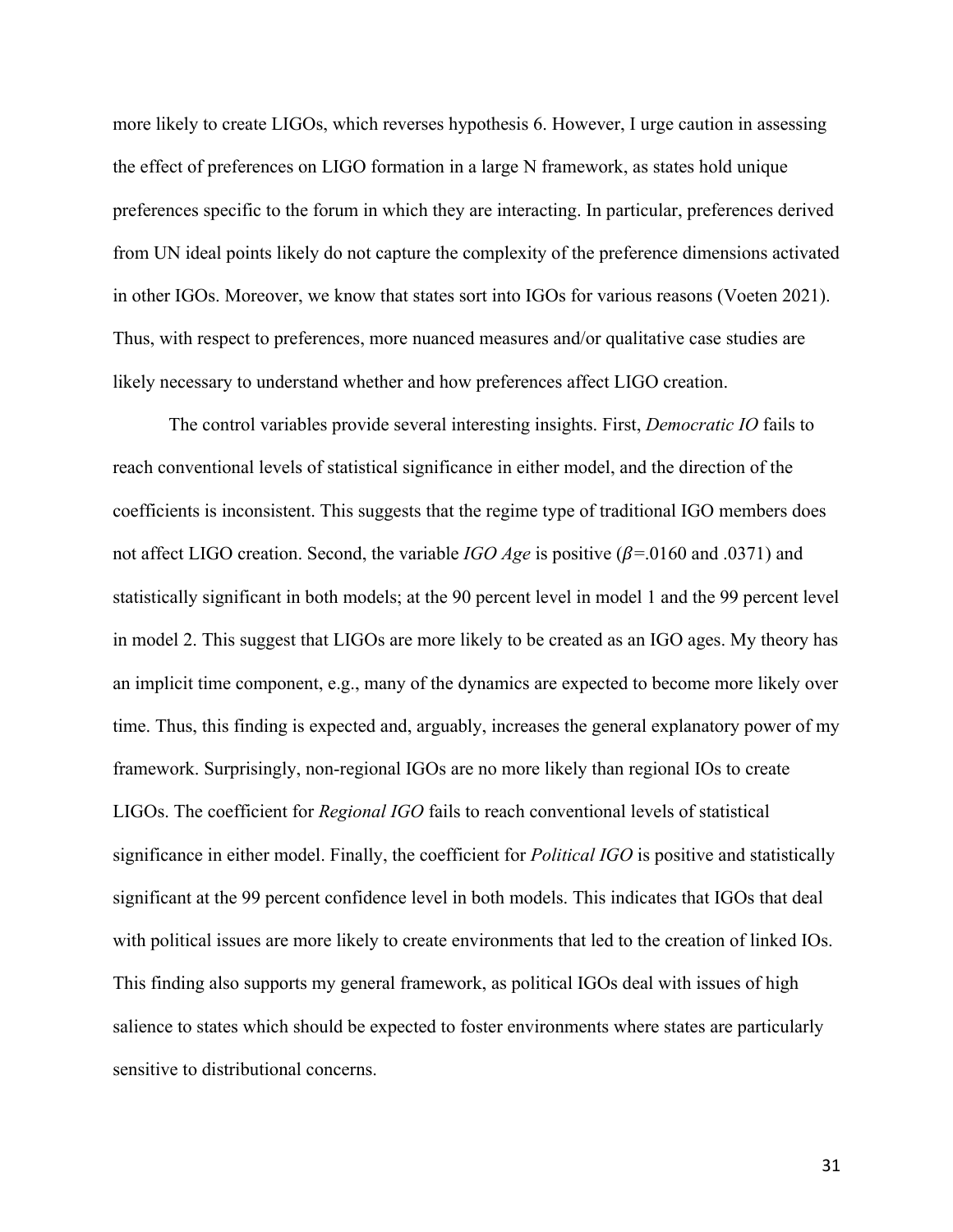more likely to create LIGOs, which reverses hypothesis 6. However, I urge caution in assessing the effect of preferences on LIGO formation in a large N framework, as states hold unique preferences specific to the forum in which they are interacting. In particular, preferences derived from UN ideal points likely do not capture the complexity of the preference dimensions activated in other IGOs. Moreover, we know that states sort into IGOs for various reasons (Voeten 2021). Thus, with respect to preferences, more nuanced measures and/or qualitative case studies are likely necessary to understand whether and how preferences affect LIGO creation.

The control variables provide several interesting insights. First, *Democratic IO* fails to reach conventional levels of statistical significance in either model, and the direction of the coefficients is inconsistent. This suggests that the regime type of traditional IGO members does not affect LIGO creation. Second, the variable *IGO Age* is positive ($\beta$=.0160 and .0371) and statistically significant in both models; at the 90 percent level in model 1 and the 99 percent level in model 2. This suggest that LIGOs are more likely to be created as an IGO ages. My theory has an implicit time component, e.g., many of the dynamics are expected to become more likely over time. Thus, this finding is expected and, arguably, increases the general explanatory power of my framework. Surprisingly, non-regional IGOs are no more likely than regional IOs to create LIGOs. The coefficient for *Regional IGO* fails to reach conventional levels of statistical significance in either model. Finally, the coefficient for *Political IGO* is positive and statistically significant at the 99 percent confidence level in both models. This indicates that IGOs that deal with political issues are more likely to create environments that led to the creation of linked IOs. This finding also supports my general framework, as political IGOs deal with issues of high salience to states which should be expected to foster environments where states are particularly sensitive to distributional concerns.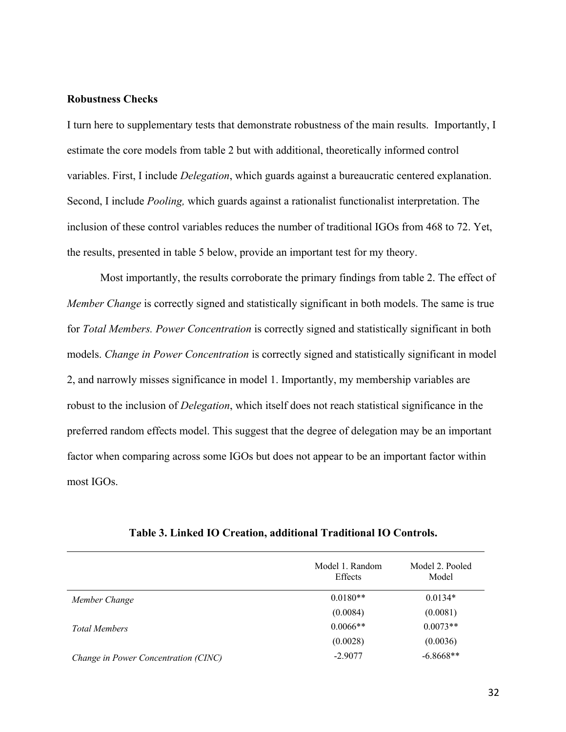**Robustness Checks**

I turn here to supplementary tests that demonstrate robustness of the main results. Importantly, I estimate the core models from table 2 but with additional, theoretically informed control variables. First, I include *Delegation*, which guards against a bureaucratic centered explanation. Second, I include *Pooling,* which guards against a rationalist functionalist interpretation. The inclusion of these control variables reduces the number of traditional IGOs from 468 to 72. Yet, the results, presented in table 5 below, provide an important test for my theory.

Most importantly, the results corroborate the primary findings from table 2. The effect of *Member Change* is correctly signed and statistically significant in both models. The same is true for *Total Members. Power Concentration* is correctly signed and statistically significant in both models. *Change in Power Concentration* is correctly signed and statistically significant in model 2, and narrowly misses significance in model 1. Importantly, my membership variables are robust to the inclusion of *Delegation*, which itself does not reach statistical significance in the preferred random effects model. This suggest that the degree of delegation may be an important factor when comparing across some IGOs but does not appear to be an important factor within most IGOs.

**Table 3. Linked IO Creation, additional Traditional IO Controls.**

| | Model 1. Random Effects | Model 2. Pooled Model |
|---|---|---|
| *Member Change* | 0.0180** | 0.0134* |
| | (0.0084) | (0.0081) |
| *Total Members* | 0.0066** | 0.0073** |
| | (0.0028) | (0.0036) |
| *Change in Power Concentration (CINC)* | -2.9077 | -6.8668** |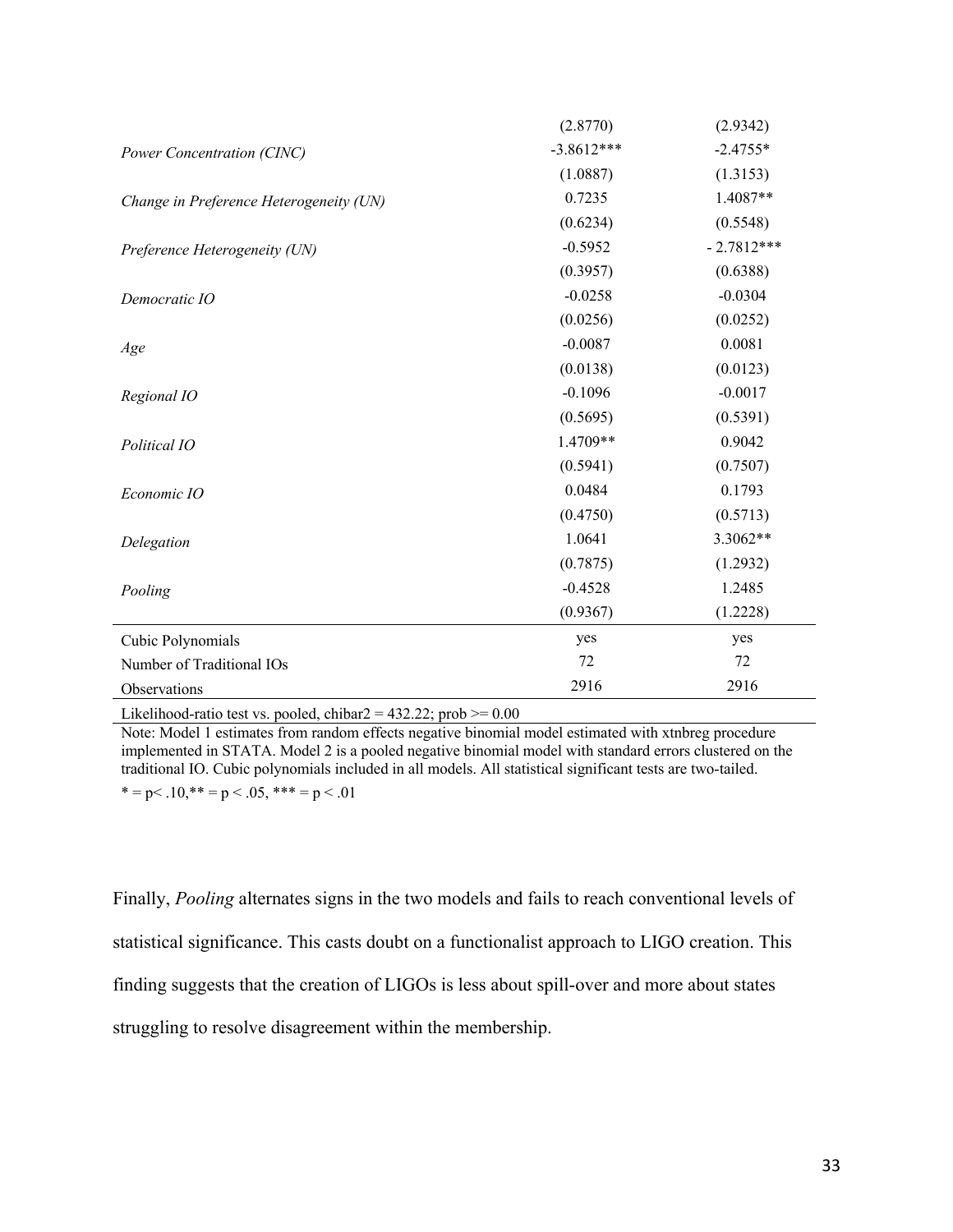| | | |
|---|---|---|
| | (2.8770) | (2.9342) |
| *Power Concentration (CINC)* | -3.8612*** | -2.4755* |
| | (1.0887) | (1.3153) |
| *Change in Preference Heterogeneity (UN)* | 0.7235 | 1.4087** |
| | (0.6234) | (0.5548) |
| *Preference Heterogeneity (UN)* | -0.5952 | - 2.7812*** |
| | (0.3957) | (0.6388) |
| *Democratic IO* | -0.0258 | -0.0304 |
| | (0.0256) | (0.0252) |
| *Age* | -0.0087 | 0.0081 |
| | (0.0138) | (0.0123) |
| *Regional IO* | -0.1096 | -0.0017 |
| | (0.5695) | (0.5391) |
| *Political IO* | 1.4709** | 0.9042 |
| | (0.5941) | (0.7507) |
| *Economic IO* | 0.0484 | 0.1793 |
| | (0.4750) | (0.5713) |
| *Delegation* | 1.0641 | 3.3062** |
| | (0.7875) | (1.2932) |
| *Pooling* | -0.4528 | 1.2485 |
| | (0.9367) | (1.2228) |
| Cubic Polynomials | yes | yes |
| Number of Traditional IOs | 72 | 72 |
| Observations | 2916 | 2916 |

Likelihood-ratio test vs. pooled, chibar2 = 432.22; prob >= 0.00

Note: Model 1 estimates from random effects negative binomial model estimated with xtnbreg procedure implemented in STATA. Model 2 is a pooled negative binomial model with standard errors clustered on the traditional IO. Cubic polynomials included in all models. All statistical significant tests are two-tailed.

* = p< .10,** = p < .05, *** = p < .01

Finally, *Pooling* alternates signs in the two models and fails to reach conventional levels of statistical significance. This casts doubt on a functionalist approach to LIGO creation. This finding suggests that the creation of LIGOs is less about spill-over and more about states struggling to resolve disagreement within the membership.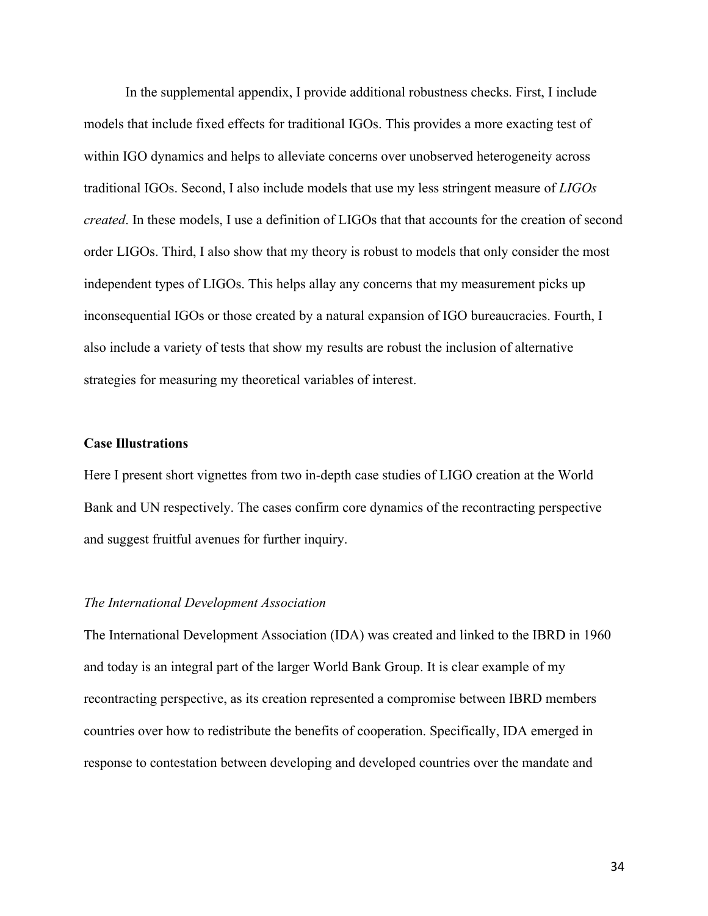In the supplemental appendix, I provide additional robustness checks. First, I include models that include fixed effects for traditional IGOs. This provides a more exacting test of within IGO dynamics and helps to alleviate concerns over unobserved heterogeneity across traditional IGOs. Second, I also include models that use my less stringent measure of *LIGOs created*. In these models, I use a definition of LIGOs that that accounts for the creation of second order LIGOs. Third, I also show that my theory is robust to models that only consider the most independent types of LIGOs. This helps allay any concerns that my measurement picks up inconsequential IGOs or those created by a natural expansion of IGO bureaucracies. Fourth, I also include a variety of tests that show my results are robust the inclusion of alternative strategies for measuring my theoretical variables of interest.

**Case Illustrations**

Here I present short vignettes from two in-depth case studies of LIGO creation at the World Bank and UN respectively. The cases confirm core dynamics of the recontracting perspective and suggest fruitful avenues for further inquiry.

*The International Development Association*

The International Development Association (IDA) was created and linked to the IBRD in 1960 and today is an integral part of the larger World Bank Group. It is clear example of my recontracting perspective, as its creation represented a compromise between IBRD members countries over how to redistribute the benefits of cooperation. Specifically, IDA emerged in response to contestation between developing and developed countries over the mandate and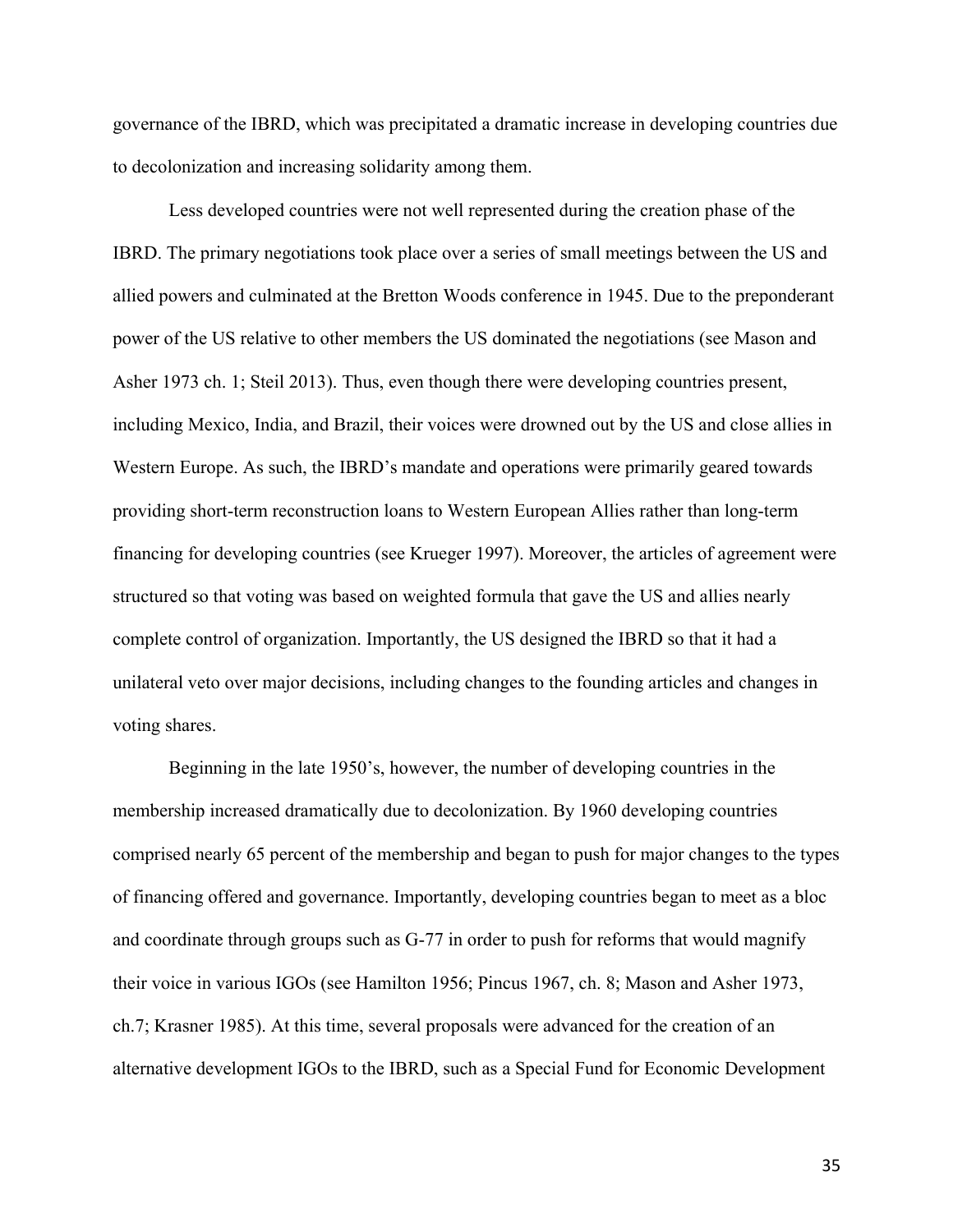governance of the IBRD, which was precipitated a dramatic increase in developing countries due to decolonization and increasing solidarity among them.

Less developed countries were not well represented during the creation phase of the IBRD. The primary negotiations took place over a series of small meetings between the US and allied powers and culminated at the Bretton Woods conference in 1945. Due to the preponderant power of the US relative to other members the US dominated the negotiations (see Mason and Asher 1973 ch. 1; Steil 2013). Thus, even though there were developing countries present, including Mexico, India, and Brazil, their voices were drowned out by the US and close allies in Western Europe. As such, the IBRD's mandate and operations were primarily geared towards providing short-term reconstruction loans to Western European Allies rather than long-term financing for developing countries (see Krueger 1997). Moreover, the articles of agreement were structured so that voting was based on weighted formula that gave the US and allies nearly complete control of organization. Importantly, the US designed the IBRD so that it had a unilateral veto over major decisions, including changes to the founding articles and changes in voting shares.

Beginning in the late 1950's, however, the number of developing countries in the membership increased dramatically due to decolonization. By 1960 developing countries comprised nearly 65 percent of the membership and began to push for major changes to the types of financing offered and governance. Importantly, developing countries began to meet as a bloc and coordinate through groups such as G-77 in order to push for reforms that would magnify their voice in various IGOs (see Hamilton 1956; Pincus 1967, ch. 8; Mason and Asher 1973, ch.7; Krasner 1985). At this time, several proposals were advanced for the creation of an alternative development IGOs to the IBRD, such as a Special Fund for Economic Development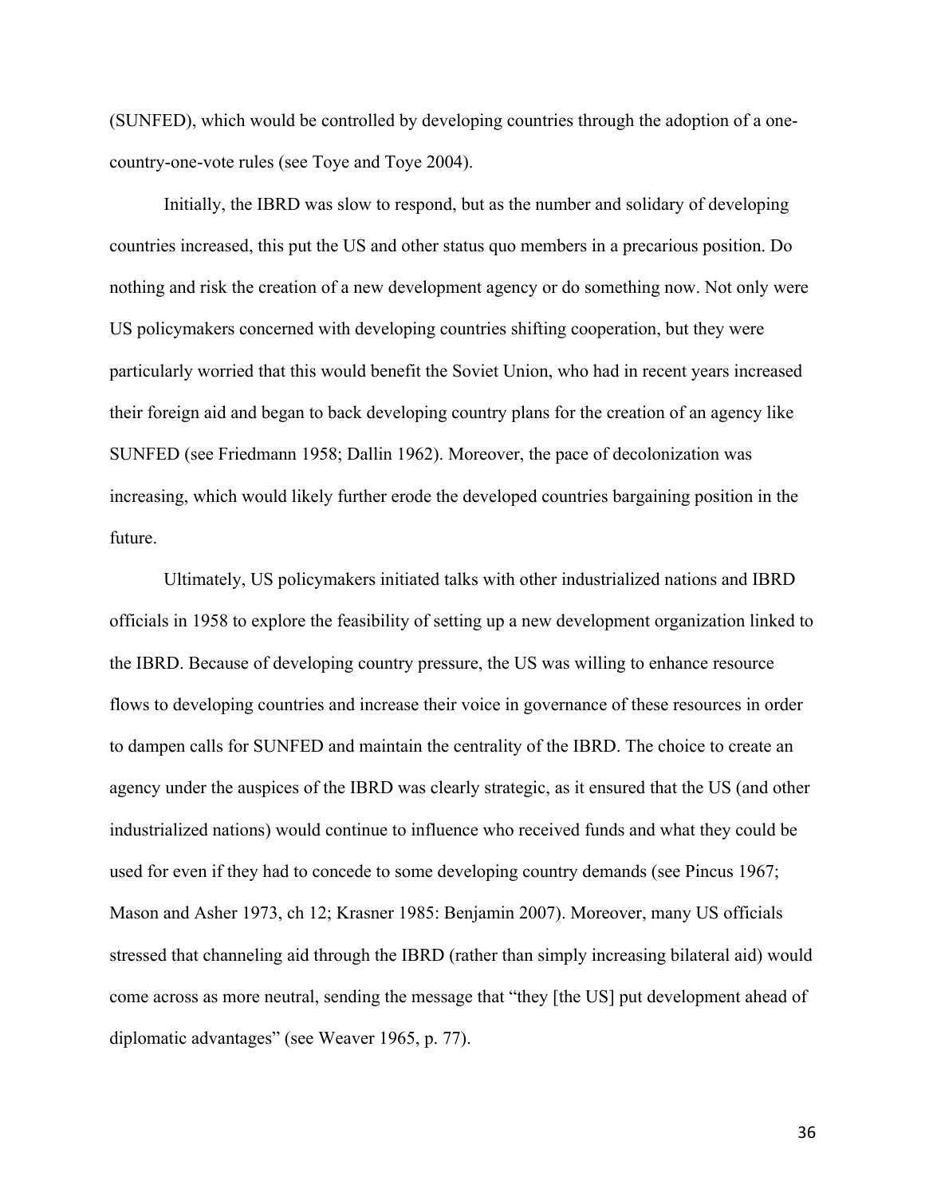(SUNFED), which would be controlled by developing countries through the adoption of a one-country-one-vote rules (see Toye and Toye 2004).

Initially, the IBRD was slow to respond, but as the number and solidary of developing countries increased, this put the US and other status quo members in a precarious position. Do nothing and risk the creation of a new development agency or do something now. Not only were US policymakers concerned with developing countries shifting cooperation, but they were particularly worried that this would benefit the Soviet Union, who had in recent years increased their foreign aid and began to back developing country plans for the creation of an agency like SUNFED (see Friedmann 1958; Dallin 1962). Moreover, the pace of decolonization was increasing, which would likely further erode the developed countries bargaining position in the future.

Ultimately, US policymakers initiated talks with other industrialized nations and IBRD officials in 1958 to explore the feasibility of setting up a new development organization linked to the IBRD. Because of developing country pressure, the US was willing to enhance resource flows to developing countries and increase their voice in governance of these resources in order to dampen calls for SUNFED and maintain the centrality of the IBRD. The choice to create an agency under the auspices of the IBRD was clearly strategic, as it ensured that the US (and other industrialized nations) would continue to influence who received funds and what they could be used for even if they had to concede to some developing country demands (see Pincus 1967; Mason and Asher 1973, ch 12; Krasner 1985: Benjamin 2007). Moreover, many US officials stressed that channeling aid through the IBRD (rather than simply increasing bilateral aid) would come across as more neutral, sending the message that "they [the US] put development ahead of diplomatic advantages" (see Weaver 1965, p. 77).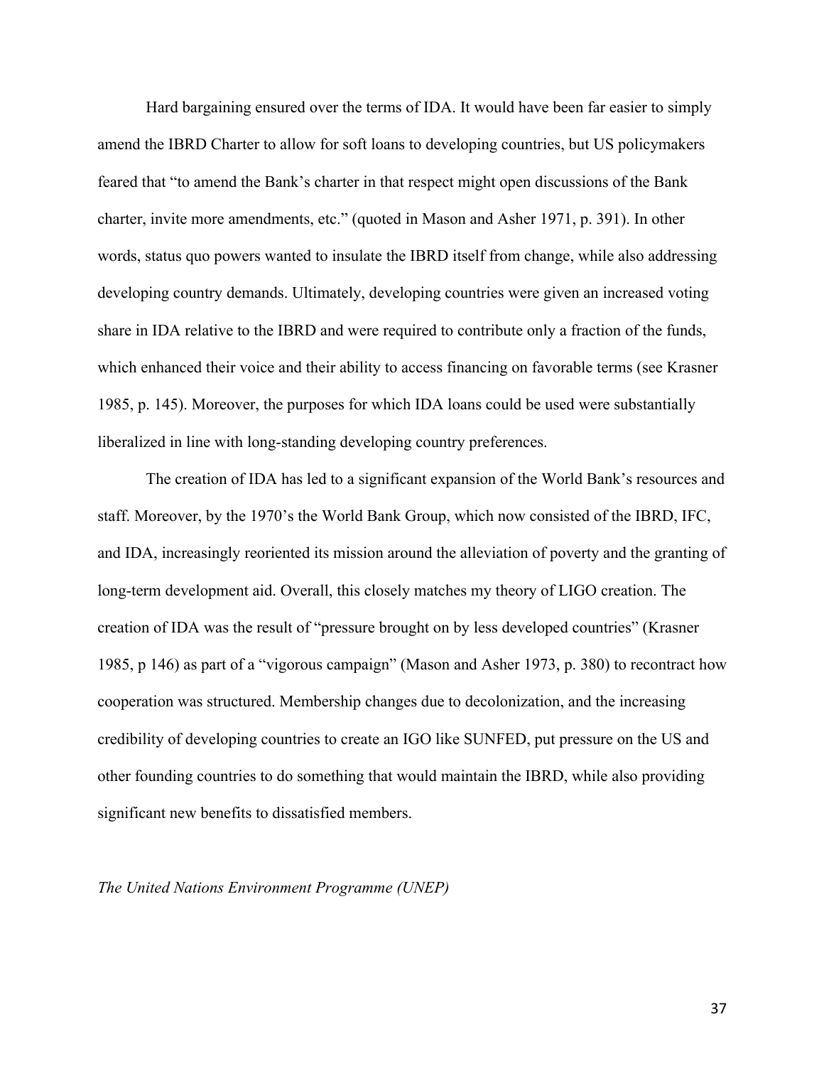Hard bargaining ensured over the terms of IDA. It would have been far easier to simply amend the IBRD Charter to allow for soft loans to developing countries, but US policymakers feared that "to amend the Bank's charter in that respect might open discussions of the Bank charter, invite more amendments, etc." (quoted in Mason and Asher 1971, p. 391). In other words, status quo powers wanted to insulate the IBRD itself from change, while also addressing developing country demands. Ultimately, developing countries were given an increased voting share in IDA relative to the IBRD and were required to contribute only a fraction of the funds, which enhanced their voice and their ability to access financing on favorable terms (see Krasner 1985, p. 145). Moreover, the purposes for which IDA loans could be used were substantially liberalized in line with long-standing developing country preferences.

The creation of IDA has led to a significant expansion of the World Bank's resources and staff. Moreover, by the 1970's the World Bank Group, which now consisted of the IBRD, IFC, and IDA, increasingly reoriented its mission around the alleviation of poverty and the granting of long-term development aid. Overall, this closely matches my theory of LIGO creation. The creation of IDA was the result of "pressure brought on by less developed countries" (Krasner 1985, p 146) as part of a "vigorous campaign" (Mason and Asher 1973, p. 380) to recontract how cooperation was structured. Membership changes due to decolonization, and the increasing credibility of developing countries to create an IGO like SUNFED, put pressure on the US and other founding countries to do something that would maintain the IBRD, while also providing significant new benefits to dissatisfied members.

*The United Nations Environment Programme (UNEP)*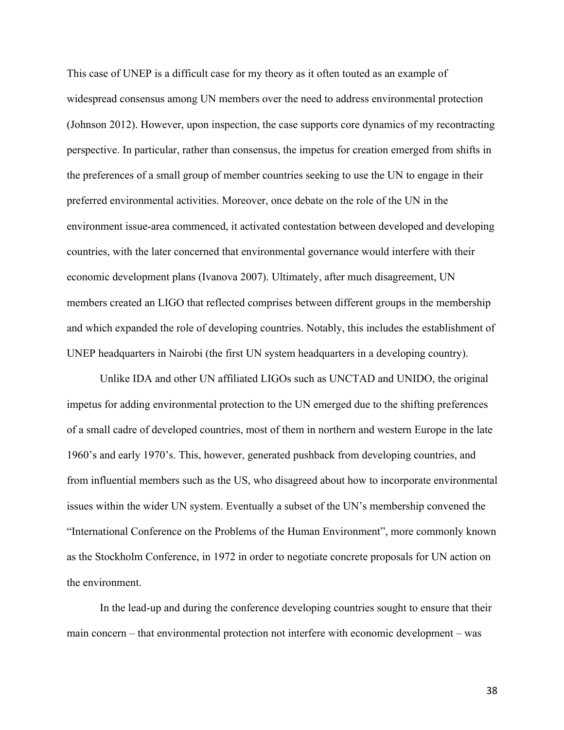This case of UNEP is a difficult case for my theory as it often touted as an example of widespread consensus among UN members over the need to address environmental protection (Johnson 2012). However, upon inspection, the case supports core dynamics of my recontracting perspective. In particular, rather than consensus, the impetus for creation emerged from shifts in the preferences of a small group of member countries seeking to use the UN to engage in their preferred environmental activities. Moreover, once debate on the role of the UN in the environment issue-area commenced, it activated contestation between developed and developing countries, with the later concerned that environmental governance would interfere with their economic development plans (Ivanova 2007). Ultimately, after much disagreement, UN members created an LIGO that reflected comprises between different groups in the membership and which expanded the role of developing countries. Notably, this includes the establishment of UNEP headquarters in Nairobi (the first UN system headquarters in a developing country).

Unlike IDA and other UN affiliated LIGOs such as UNCTAD and UNIDO, the original impetus for adding environmental protection to the UN emerged due to the shifting preferences of a small cadre of developed countries, most of them in northern and western Europe in the late 1960's and early 1970's. This, however, generated pushback from developing countries, and from influential members such as the US, who disagreed about how to incorporate environmental issues within the wider UN system. Eventually a subset of the UN's membership convened the "International Conference on the Problems of the Human Environment", more commonly known as the Stockholm Conference, in 1972 in order to negotiate concrete proposals for UN action on the environment.

In the lead-up and during the conference developing countries sought to ensure that their main concern – that environmental protection not interfere with economic development – was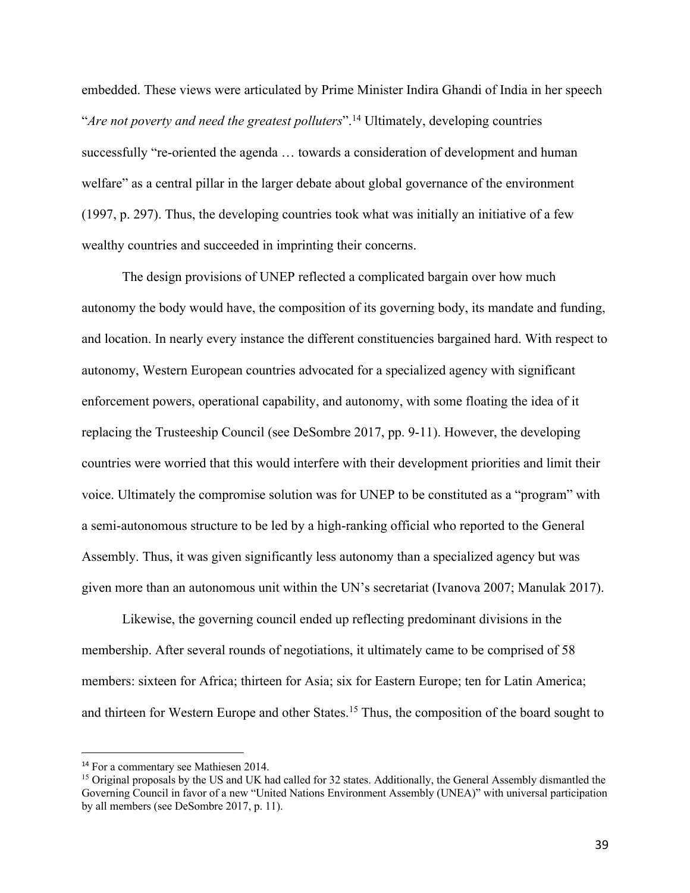embedded. These views were articulated by Prime Minister Indira Ghandi of India in her speech "*Are not poverty and need the greatest polluters*".[14] Ultimately, developing countries successfully "re-oriented the agenda … towards a consideration of development and human welfare" as a central pillar in the larger debate about global governance of the environment (1997, p. 297). Thus, the developing countries took what was initially an initiative of a few wealthy countries and succeeded in imprinting their concerns.

The design provisions of UNEP reflected a complicated bargain over how much autonomy the body would have, the composition of its governing body, its mandate and funding, and location. In nearly every instance the different constituencies bargained hard. With respect to autonomy, Western European countries advocated for a specialized agency with significant enforcement powers, operational capability, and autonomy, with some floating the idea of it replacing the Trusteeship Council (see DeSombre 2017, pp. 9-11). However, the developing countries were worried that this would interfere with their development priorities and limit their voice. Ultimately the compromise solution was for UNEP to be constituted as a "program" with a semi-autonomous structure to be led by a high-ranking official who reported to the General Assembly. Thus, it was given significantly less autonomy than a specialized agency but was given more than an autonomous unit within the UN's secretariat (Ivanova 2007; Manulak 2017).

Likewise, the governing council ended up reflecting predominant divisions in the membership. After several rounds of negotiations, it ultimately came to be comprised of 58 members: sixteen for Africa; thirteen for Asia; six for Eastern Europe; ten for Latin America; and thirteen for Western Europe and other States.[15] Thus, the composition of the board sought to

---

[14] For a commentary see Mathiesen 2014.

[15] Original proposals by the US and UK had called for 32 states. Additionally, the General Assembly dismantled the Governing Council in favor of a new "United Nations Environment Assembly (UNEA)" with universal participation by all members (see DeSombre 2017, p. 11).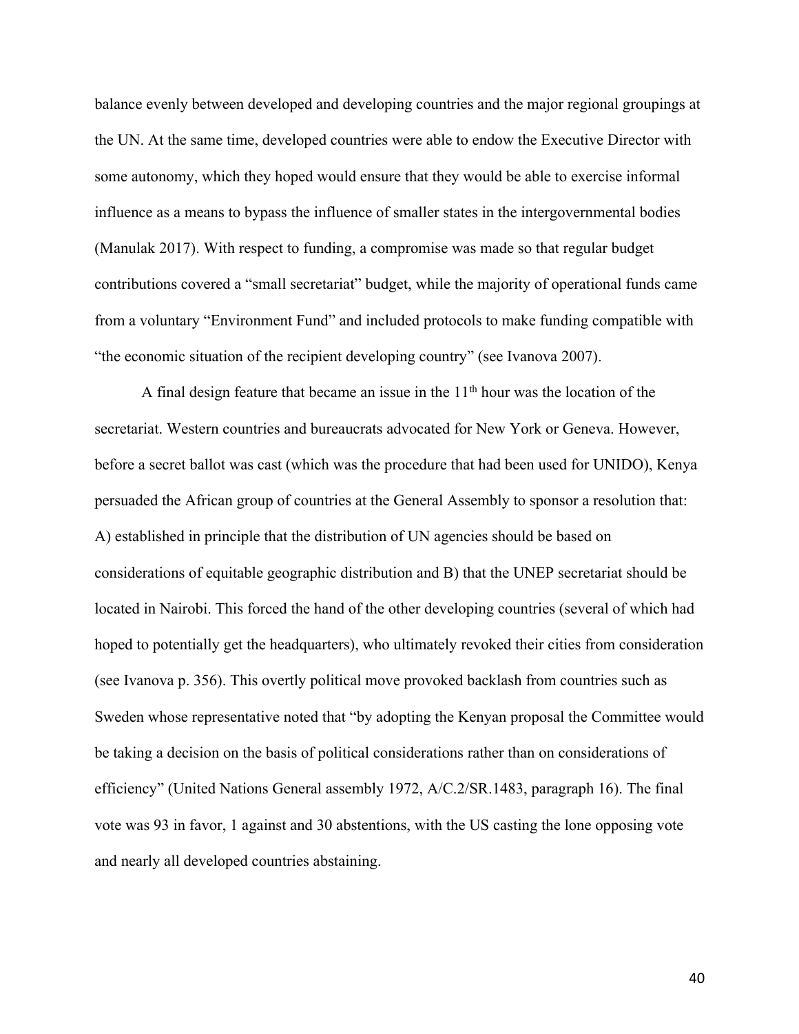balance evenly between developed and developing countries and the major regional groupings at the UN. At the same time, developed countries were able to endow the Executive Director with some autonomy, which they hoped would ensure that they would be able to exercise informal influence as a means to bypass the influence of smaller states in the intergovernmental bodies (Manulak 2017). With respect to funding, a compromise was made so that regular budget contributions covered a "small secretariat" budget, while the majority of operational funds came from a voluntary "Environment Fund" and included protocols to make funding compatible with "the economic situation of the recipient developing country" (see Ivanova 2007).

A final design feature that became an issue in the 11th hour was the location of the secretariat. Western countries and bureaucrats advocated for New York or Geneva. However, before a secret ballot was cast (which was the procedure that had been used for UNIDO), Kenya persuaded the African group of countries at the General Assembly to sponsor a resolution that: A) established in principle that the distribution of UN agencies should be based on considerations of equitable geographic distribution and B) that the UNEP secretariat should be located in Nairobi. This forced the hand of the other developing countries (several of which had hoped to potentially get the headquarters), who ultimately revoked their cities from consideration (see Ivanova p. 356). This overtly political move provoked backlash from countries such as Sweden whose representative noted that "by adopting the Kenyan proposal the Committee would be taking a decision on the basis of political considerations rather than on considerations of efficiency" (United Nations General assembly 1972, A/C.2/SR.1483, paragraph 16). The final vote was 93 in favor, 1 against and 30 abstentions, with the US casting the lone opposing vote and nearly all developed countries abstaining.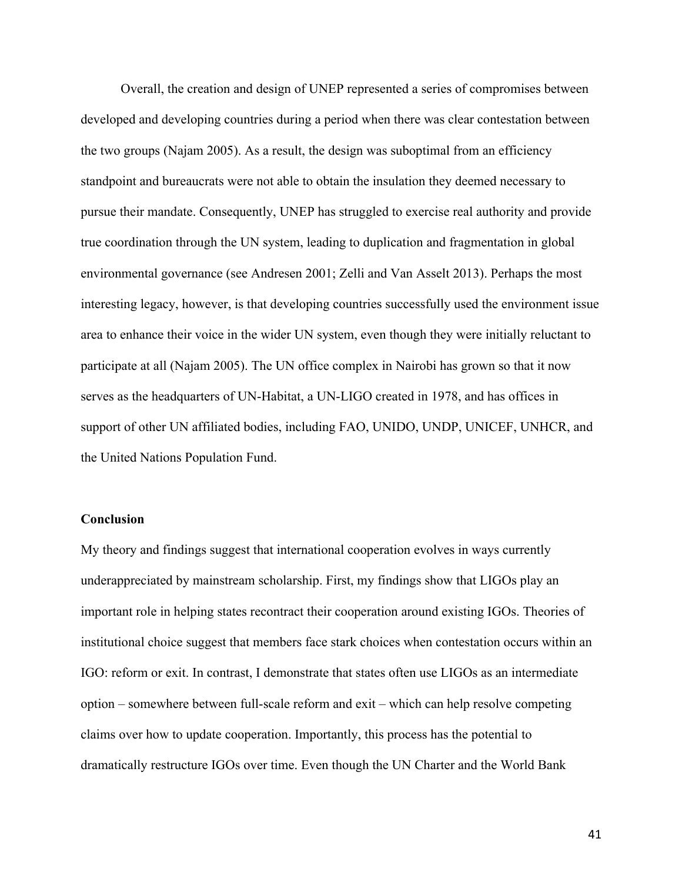Overall, the creation and design of UNEP represented a series of compromises between developed and developing countries during a period when there was clear contestation between the two groups (Najam 2005). As a result, the design was suboptimal from an efficiency standpoint and bureaucrats were not able to obtain the insulation they deemed necessary to pursue their mandate. Consequently, UNEP has struggled to exercise real authority and provide true coordination through the UN system, leading to duplication and fragmentation in global environmental governance (see Andresen 2001; Zelli and Van Asselt 2013). Perhaps the most interesting legacy, however, is that developing countries successfully used the environment issue area to enhance their voice in the wider UN system, even though they were initially reluctant to participate at all (Najam 2005). The UN office complex in Nairobi has grown so that it now serves as the headquarters of UN-Habitat, a UN-LIGO created in 1978, and has offices in support of other UN affiliated bodies, including FAO, UNIDO, UNDP, UNICEF, UNHCR, and the United Nations Population Fund.

**Conclusion**

My theory and findings suggest that international cooperation evolves in ways currently underappreciated by mainstream scholarship. First, my findings show that LIGOs play an important role in helping states recontract their cooperation around existing IGOs. Theories of institutional choice suggest that members face stark choices when contestation occurs within an IGO: reform or exit. In contrast, I demonstrate that states often use LIGOs as an intermediate option – somewhere between full-scale reform and exit – which can help resolve competing claims over how to update cooperation. Importantly, this process has the potential to dramatically restructure IGOs over time. Even though the UN Charter and the World Bank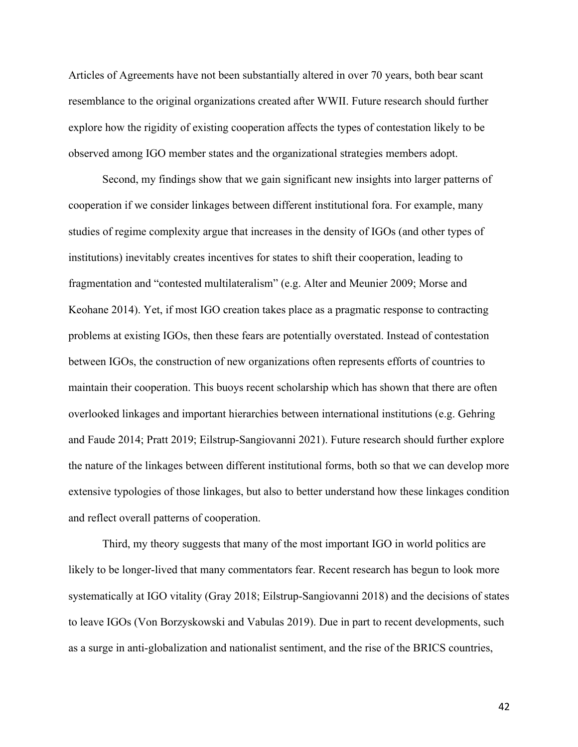Articles of Agreements have not been substantially altered in over 70 years, both bear scant resemblance to the original organizations created after WWII. Future research should further explore how the rigidity of existing cooperation affects the types of contestation likely to be observed among IGO member states and the organizational strategies members adopt.

Second, my findings show that we gain significant new insights into larger patterns of cooperation if we consider linkages between different institutional fora. For example, many studies of regime complexity argue that increases in the density of IGOs (and other types of institutions) inevitably creates incentives for states to shift their cooperation, leading to fragmentation and "contested multilateralism" (e.g. Alter and Meunier 2009; Morse and Keohane 2014). Yet, if most IGO creation takes place as a pragmatic response to contracting problems at existing IGOs, then these fears are potentially overstated. Instead of contestation between IGOs, the construction of new organizations often represents efforts of countries to maintain their cooperation. This buoys recent scholarship which has shown that there are often overlooked linkages and important hierarchies between international institutions (e.g. Gehring and Faude 2014; Pratt 2019; Eilstrup-Sangiovanni 2021). Future research should further explore the nature of the linkages between different institutional forms, both so that we can develop more extensive typologies of those linkages, but also to better understand how these linkages condition and reflect overall patterns of cooperation.

Third, my theory suggests that many of the most important IGO in world politics are likely to be longer-lived that many commentators fear. Recent research has begun to look more systematically at IGO vitality (Gray 2018; Eilstrup-Sangiovanni 2018) and the decisions of states to leave IGOs (Von Borzyskowski and Vabulas 2019). Due in part to recent developments, such as a surge in anti-globalization and nationalist sentiment, and the rise of the BRICS countries,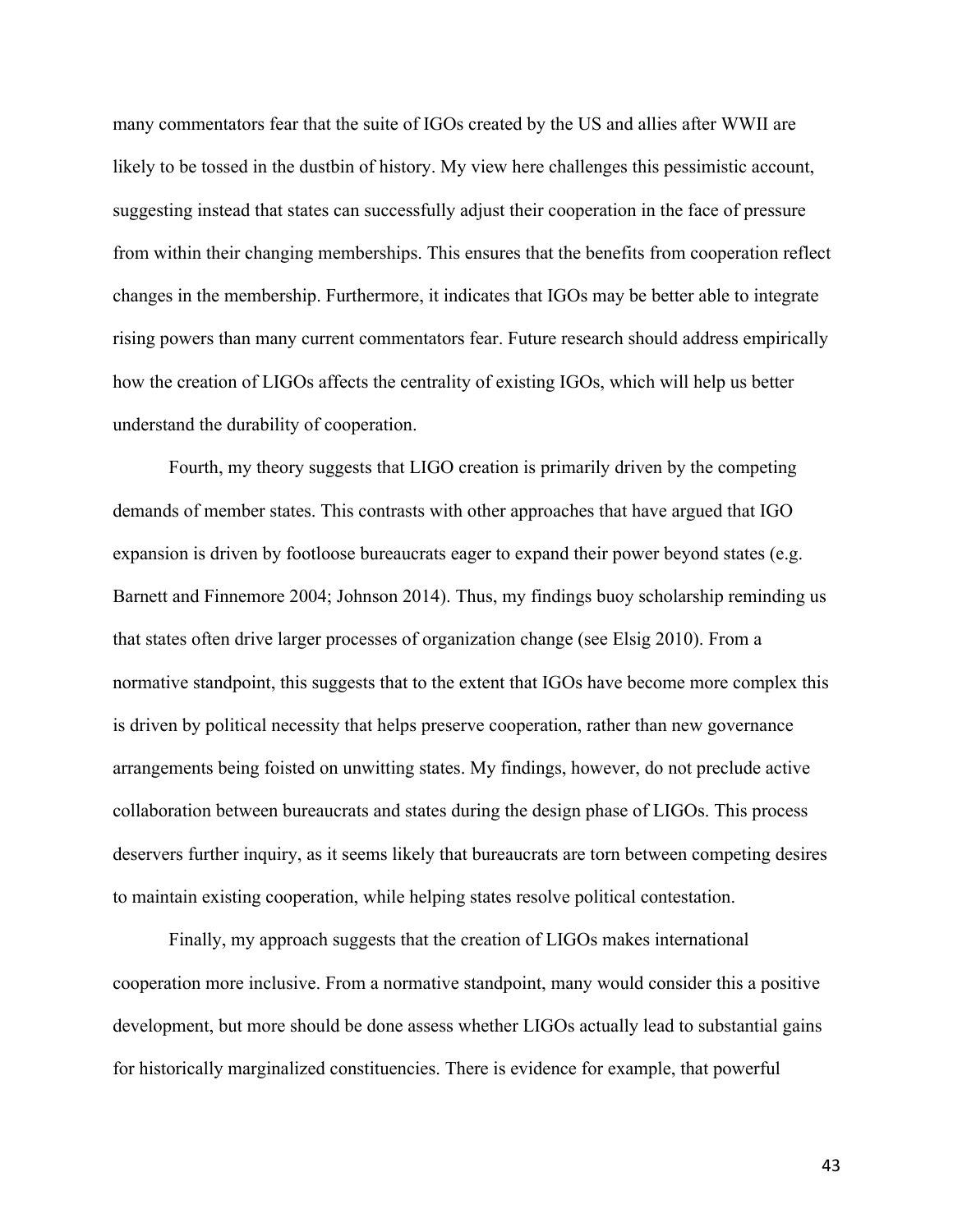many commentators fear that the suite of IGOs created by the US and allies after WWII are likely to be tossed in the dustbin of history. My view here challenges this pessimistic account, suggesting instead that states can successfully adjust their cooperation in the face of pressure from within their changing memberships. This ensures that the benefits from cooperation reflect changes in the membership. Furthermore, it indicates that IGOs may be better able to integrate rising powers than many current commentators fear. Future research should address empirically how the creation of LIGOs affects the centrality of existing IGOs, which will help us better understand the durability of cooperation.

Fourth, my theory suggests that LIGO creation is primarily driven by the competing demands of member states. This contrasts with other approaches that have argued that IGO expansion is driven by footloose bureaucrats eager to expand their power beyond states (e.g. Barnett and Finnemore 2004; Johnson 2014). Thus, my findings buoy scholarship reminding us that states often drive larger processes of organization change (see Elsig 2010). From a normative standpoint, this suggests that to the extent that IGOs have become more complex this is driven by political necessity that helps preserve cooperation, rather than new governance arrangements being foisted on unwitting states. My findings, however, do not preclude active collaboration between bureaucrats and states during the design phase of LIGOs. This process deservers further inquiry, as it seems likely that bureaucrats are torn between competing desires to maintain existing cooperation, while helping states resolve political contestation.

Finally, my approach suggests that the creation of LIGOs makes international cooperation more inclusive. From a normative standpoint, many would consider this a positive development, but more should be done assess whether LIGOs actually lead to substantial gains for historically marginalized constituencies. There is evidence for example, that powerful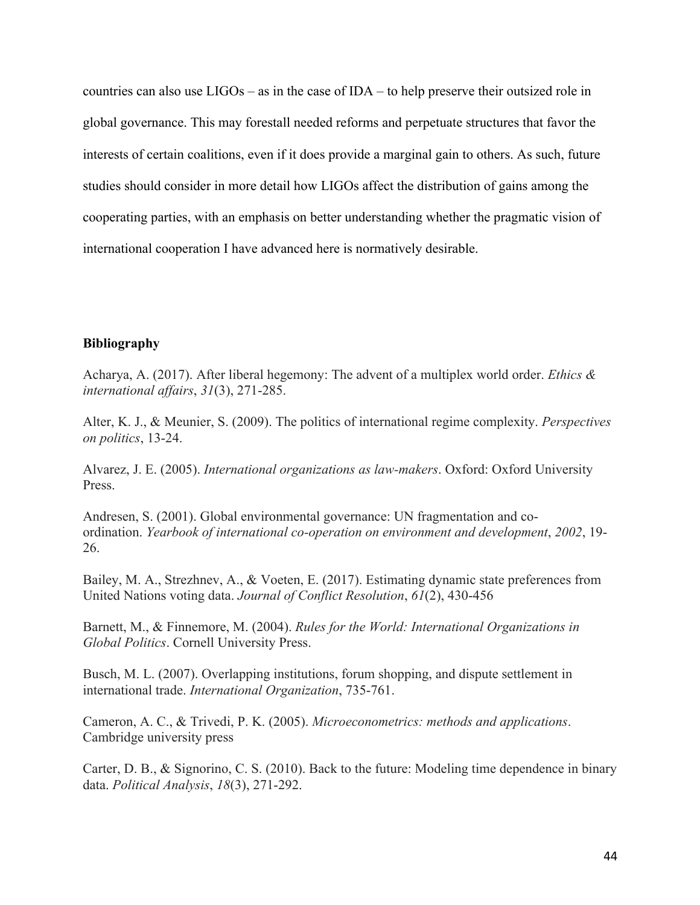countries can also use LIGOs – as in the case of IDA – to help preserve their outsized role in global governance. This may forestall needed reforms and perpetuate structures that favor the interests of certain coalitions, even if it does provide a marginal gain to others. As such, future studies should consider in more detail how LIGOs affect the distribution of gains among the cooperating parties, with an emphasis on better understanding whether the pragmatic vision of international cooperation I have advanced here is normatively desirable.

## Bibliography

Acharya, A. (2017). After liberal hegemony: The advent of a multiplex world order. *Ethics & international affairs*, *31*(3), 271-285.

Alter, K. J., & Meunier, S. (2009). The politics of international regime complexity. *Perspectives on politics*, 13-24.

Alvarez, J. E. (2005). *International organizations as law-makers*. Oxford: Oxford University Press.

Andresen, S. (2001). Global environmental governance: UN fragmentation and co-ordination. *Yearbook of international co-operation on environment and development*, *2002*, 19-26.

Bailey, M. A., Strezhnev, A., & Voeten, E. (2017). Estimating dynamic state preferences from United Nations voting data. *Journal of Conflict Resolution*, *61*(2), 430-456

Barnett, M., & Finnemore, M. (2004). *Rules for the World: International Organizations in Global Politics*. Cornell University Press.

Busch, M. L. (2007). Overlapping institutions, forum shopping, and dispute settlement in international trade. *International Organization*, 735-761.

Cameron, A. C., & Trivedi, P. K. (2005). *Microeconometrics: methods and applications*. Cambridge university press

Carter, D. B., & Signorino, C. S. (2010). Back to the future: Modeling time dependence in binary data. *Political Analysis*, *18*(3), 271-292.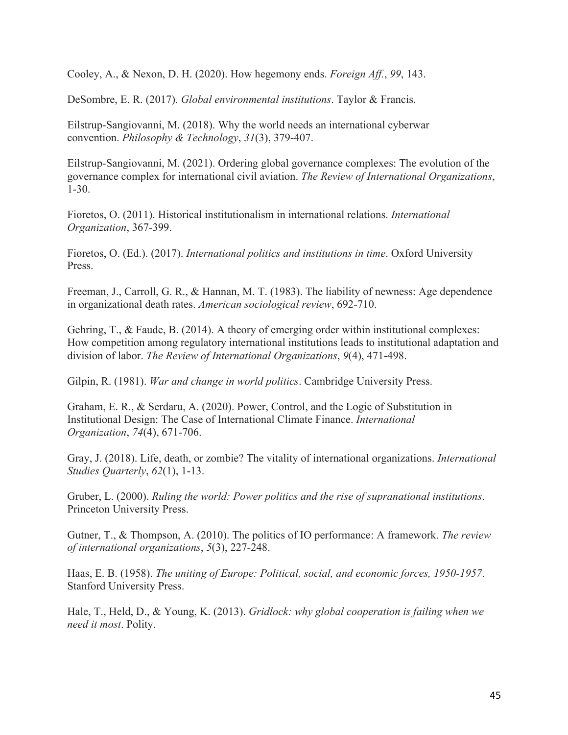Cooley, A., & Nexon, D. H. (2020). How hegemony ends. *Foreign Aff.*, *99*, 143.

DeSombre, E. R. (2017). *Global environmental institutions*. Taylor & Francis.

Eilstrup-Sangiovanni, M. (2018). Why the world needs an international cyberwar convention. *Philosophy & Technology*, *31*(3), 379-407.

Eilstrup-Sangiovanni, M. (2021). Ordering global governance complexes: The evolution of the governance complex for international civil aviation. *The Review of International Organizations*, 1-30.

Fioretos, O. (2011). Historical institutionalism in international relations. *International Organization*, 367-399.

Fioretos, O. (Ed.). (2017). *International politics and institutions in time*. Oxford University Press.

Freeman, J., Carroll, G. R., & Hannan, M. T. (1983). The liability of newness: Age dependence in organizational death rates. *American sociological review*, 692-710.

Gehring, T., & Faude, B. (2014). A theory of emerging order within institutional complexes: How competition among regulatory international institutions leads to institutional adaptation and division of labor. *The Review of International Organizations*, *9*(4), 471-498.

Gilpin, R. (1981). *War and change in world politics*. Cambridge University Press.

Graham, E. R., & Serdaru, A. (2020). Power, Control, and the Logic of Substitution in Institutional Design: The Case of International Climate Finance. *International Organization*, *74*(4), 671-706.

Gray, J. (2018). Life, death, or zombie? The vitality of international organizations. *International Studies Quarterly*, *62*(1), 1-13.

Gruber, L. (2000). *Ruling the world: Power politics and the rise of supranational institutions*. Princeton University Press.

Gutner, T., & Thompson, A. (2010). The politics of IO performance: A framework. *The review of international organizations*, *5*(3), 227-248.

Haas, E. B. (1958). *The uniting of Europe: Political, social, and economic forces, 1950-1957*. Stanford University Press.

Hale, T., Held, D., & Young, K. (2013). *Gridlock: why global cooperation is failing when we need it most*. Polity.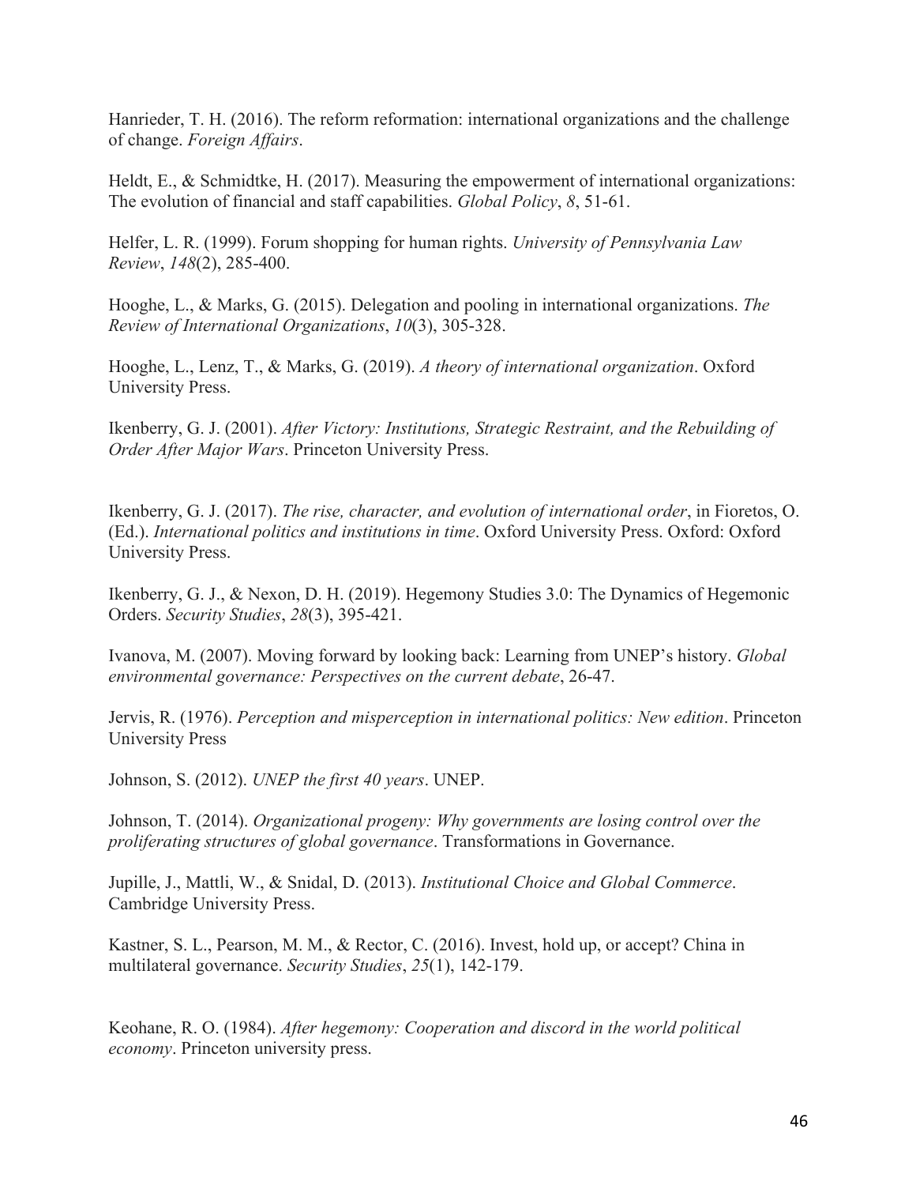Hanrieder, T. H. (2016). The reform reformation: international organizations and the challenge of change. *Foreign Affairs*.

Heldt, E., & Schmidtke, H. (2017). Measuring the empowerment of international organizations: The evolution of financial and staff capabilities. *Global Policy*, *8*, 51-61.

Helfer, L. R. (1999). Forum shopping for human rights. *University of Pennsylvania Law Review*, *148*(2), 285-400.

Hooghe, L., & Marks, G. (2015). Delegation and pooling in international organizations. *The Review of International Organizations*, *10*(3), 305-328.

Hooghe, L., Lenz, T., & Marks, G. (2019). *A theory of international organization*. Oxford University Press.

Ikenberry, G. J. (2001). *After Victory: Institutions, Strategic Restraint, and the Rebuilding of Order After Major Wars*. Princeton University Press.

Ikenberry, G. J. (2017). *The rise, character, and evolution of international order*, in Fioretos, O. (Ed.). *International politics and institutions in time*. Oxford University Press. Oxford: Oxford University Press.

Ikenberry, G. J., & Nexon, D. H. (2019). Hegemony Studies 3.0: The Dynamics of Hegemonic Orders. *Security Studies*, *28*(3), 395-421.

Ivanova, M. (2007). Moving forward by looking back: Learning from UNEP's history. *Global environmental governance: Perspectives on the current debate*, 26-47.

Jervis, R. (1976). *Perception and misperception in international politics: New edition*. Princeton University Press

Johnson, S. (2012). *UNEP the first 40 years*. UNEP.

Johnson, T. (2014). *Organizational progeny: Why governments are losing control over the proliferating structures of global governance*. Transformations in Governance.

Jupille, J., Mattli, W., & Snidal, D. (2013). *Institutional Choice and Global Commerce*. Cambridge University Press.

Kastner, S. L., Pearson, M. M., & Rector, C. (2016). Invest, hold up, or accept? China in multilateral governance. *Security Studies*, *25*(1), 142-179.

Keohane, R. O. (1984). *After hegemony: Cooperation and discord in the world political economy*. Princeton university press.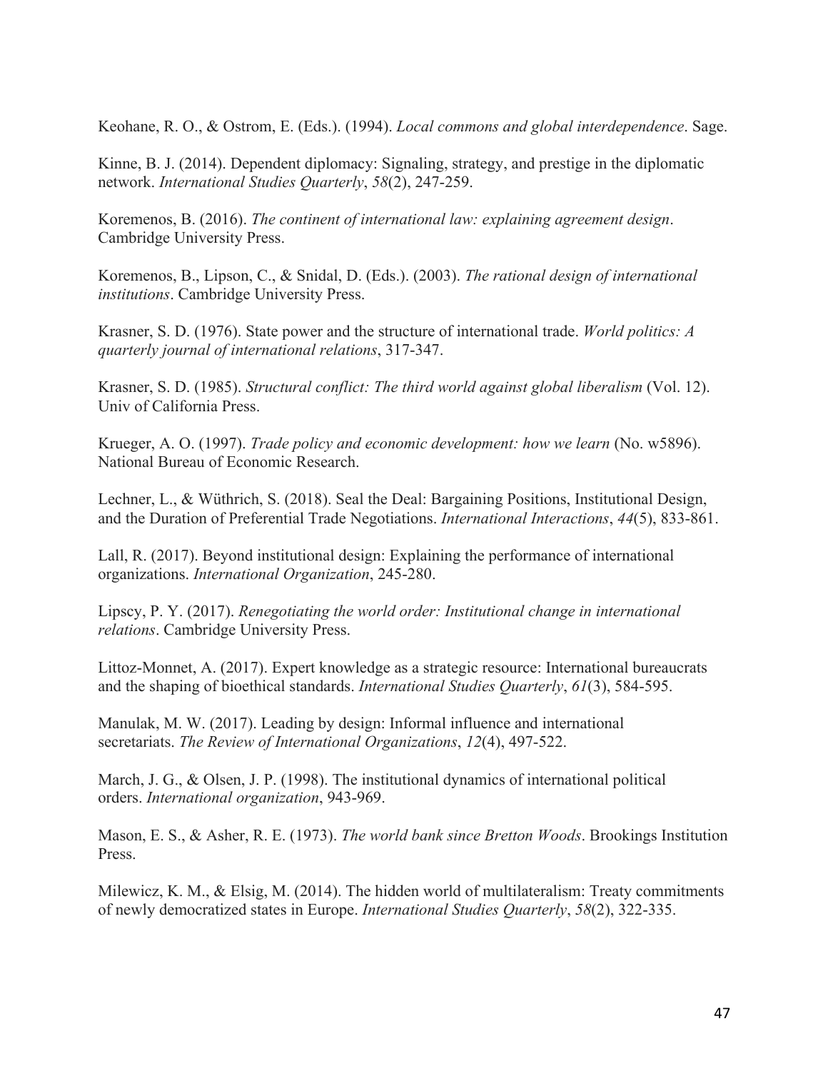Keohane, R. O., & Ostrom, E. (Eds.). (1994). *Local commons and global interdependence*. Sage.

Kinne, B. J. (2014). Dependent diplomacy: Signaling, strategy, and prestige in the diplomatic network. *International Studies Quarterly*, *58*(2), 247-259.

Koremenos, B. (2016). *The continent of international law: explaining agreement design*. Cambridge University Press.

Koremenos, B., Lipson, C., & Snidal, D. (Eds.). (2003). *The rational design of international institutions*. Cambridge University Press.

Krasner, S. D. (1976). State power and the structure of international trade. *World politics: A quarterly journal of international relations*, 317-347.

Krasner, S. D. (1985). *Structural conflict: The third world against global liberalism* (Vol. 12). Univ of California Press.

Krueger, A. O. (1997). *Trade policy and economic development: how we learn* (No. w5896). National Bureau of Economic Research.

Lechner, L., & Wüthrich, S. (2018). Seal the Deal: Bargaining Positions, Institutional Design, and the Duration of Preferential Trade Negotiations. *International Interactions*, *44*(5), 833-861.

Lall, R. (2017). Beyond institutional design: Explaining the performance of international organizations. *International Organization*, 245-280.

Lipscy, P. Y. (2017). *Renegotiating the world order: Institutional change in international relations*. Cambridge University Press.

Littoz-Monnet, A. (2017). Expert knowledge as a strategic resource: International bureaucrats and the shaping of bioethical standards. *International Studies Quarterly*, *61*(3), 584-595.

Manulak, M. W. (2017). Leading by design: Informal influence and international secretariats. *The Review of International Organizations*, *12*(4), 497-522.

March, J. G., & Olsen, J. P. (1998). The institutional dynamics of international political orders. *International organization*, 943-969.

Mason, E. S., & Asher, R. E. (1973). *The world bank since Bretton Woods*. Brookings Institution Press.

Milewicz, K. M., & Elsig, M. (2014). The hidden world of multilateralism: Treaty commitments of newly democratized states in Europe. *International Studies Quarterly*, *58*(2), 322-335.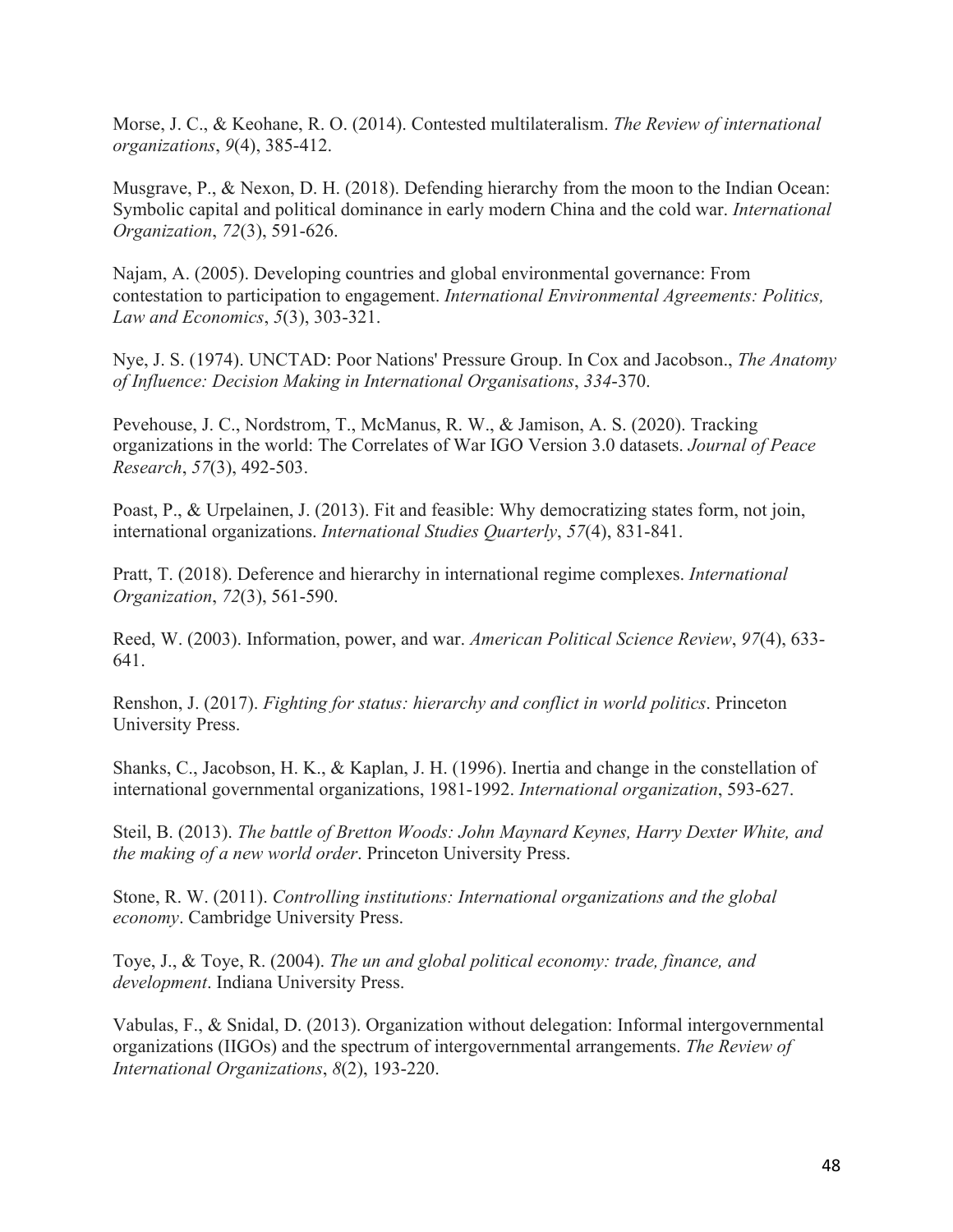Morse, J. C., & Keohane, R. O. (2014). Contested multilateralism. *The Review of international organizations*, *9*(4), 385-412.

Musgrave, P., & Nexon, D. H. (2018). Defending hierarchy from the moon to the Indian Ocean: Symbolic capital and political dominance in early modern China and the cold war. *International Organization*, *72*(3), 591-626.

Najam, A. (2005). Developing countries and global environmental governance: From contestation to participation to engagement. *International Environmental Agreements: Politics, Law and Economics*, *5*(3), 303-321.

Nye, J. S. (1974). UNCTAD: Poor Nations' Pressure Group. In Cox and Jacobson., *The Anatomy of Influence: Decision Making in International Organisations*, *334*-370.

Pevehouse, J. C., Nordstrom, T., McManus, R. W., & Jamison, A. S. (2020). Tracking organizations in the world: The Correlates of War IGO Version 3.0 datasets. *Journal of Peace Research*, *57*(3), 492-503.

Poast, P., & Urpelainen, J. (2013). Fit and feasible: Why democratizing states form, not join, international organizations. *International Studies Quarterly*, *57*(4), 831-841.

Pratt, T. (2018). Deference and hierarchy in international regime complexes. *International Organization*, *72*(3), 561-590.

Reed, W. (2003). Information, power, and war. *American Political Science Review*, *97*(4), 633-641.

Renshon, J. (2017). *Fighting for status: hierarchy and conflict in world politics*. Princeton University Press.

Shanks, C., Jacobson, H. K., & Kaplan, J. H. (1996). Inertia and change in the constellation of international governmental organizations, 1981-1992. *International organization*, 593-627.

Steil, B. (2013). *The battle of Bretton Woods: John Maynard Keynes, Harry Dexter White, and the making of a new world order*. Princeton University Press.

Stone, R. W. (2011). *Controlling institutions: International organizations and the global economy*. Cambridge University Press.

Toye, J., & Toye, R. (2004). *The un and global political economy: trade, finance, and development*. Indiana University Press.

Vabulas, F., & Snidal, D. (2013). Organization without delegation: Informal intergovernmental organizations (IIGOs) and the spectrum of intergovernmental arrangements. *The Review of International Organizations*, *8*(2), 193-220.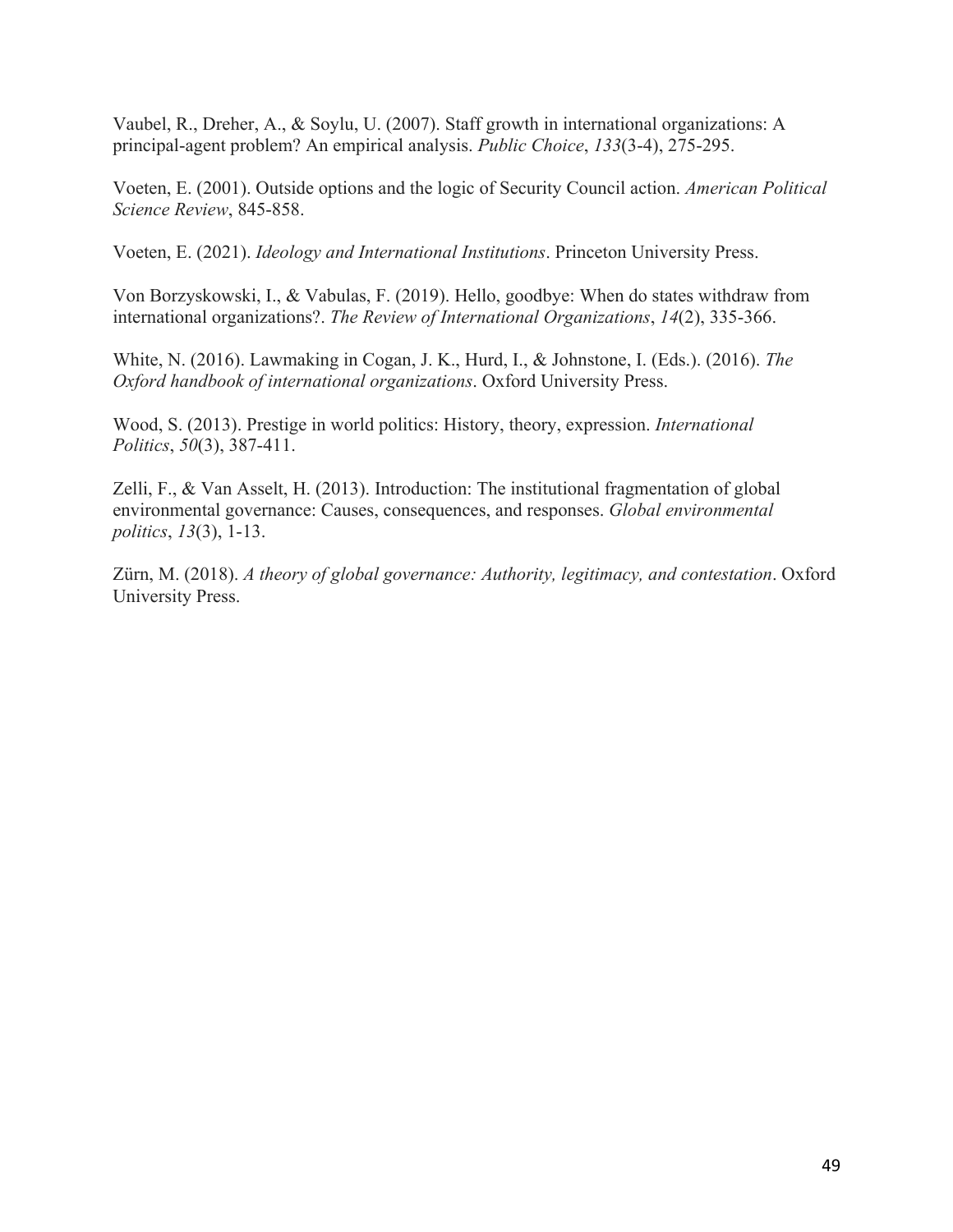Vaubel, R., Dreher, A., & Soylu, U. (2007). Staff growth in international organizations: A principal-agent problem? An empirical analysis. *Public Choice*, *133*(3-4), 275-295.

Voeten, E. (2001). Outside options and the logic of Security Council action. *American Political Science Review*, 845-858.

Voeten, E. (2021). *Ideology and International Institutions*. Princeton University Press.

Von Borzyskowski, I., & Vabulas, F. (2019). Hello, goodbye: When do states withdraw from international organizations?. *The Review of International Organizations*, *14*(2), 335-366.

White, N. (2016). Lawmaking in Cogan, J. K., Hurd, I., & Johnstone, I. (Eds.). (2016). *The Oxford handbook of international organizations*. Oxford University Press.

Wood, S. (2013). Prestige in world politics: History, theory, expression. *International Politics*, *50*(3), 387-411.

Zelli, F., & Van Asselt, H. (2013). Introduction: The institutional fragmentation of global environmental governance: Causes, consequences, and responses. *Global environmental politics*, *13*(3), 1-13.

Zürn, M. (2018). *A theory of global governance: Authority, legitimacy, and contestation*. Oxford University Press.